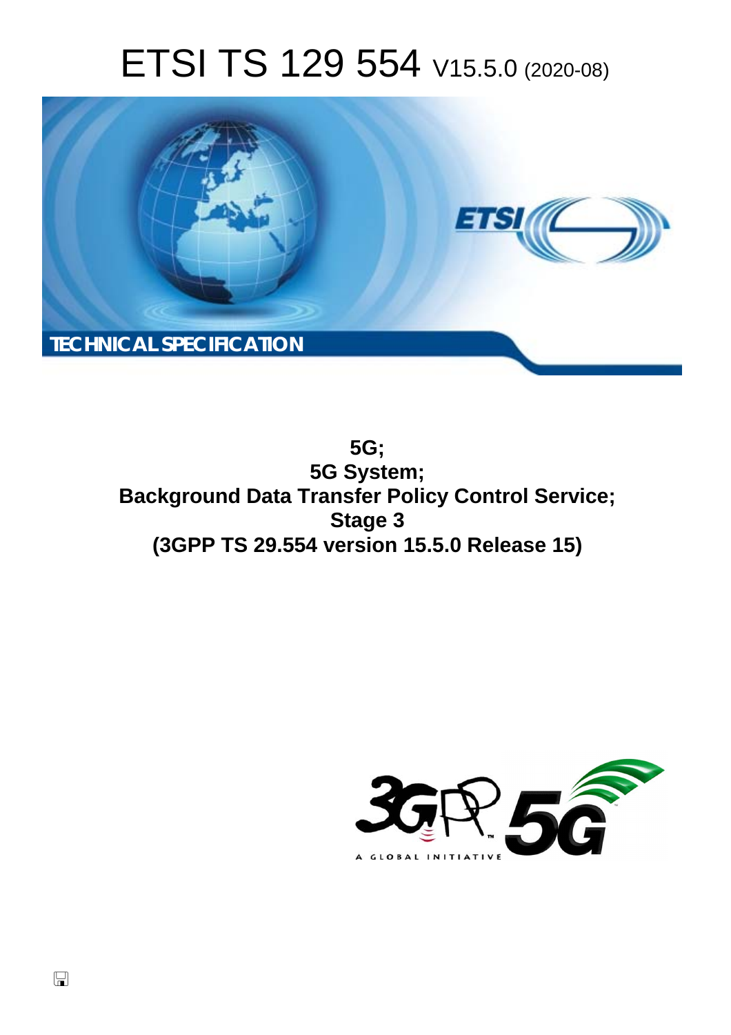# ETSI TS 129 554 V15.5.0 (2020-08)

TECHNICAL SPECIFICATION

**5G;**
**5G System;**
**Background Data Transfer Policy Control Service;**
**Stage 3**
**(3GPP TS 29.554 version 15.5.0 Release 15)**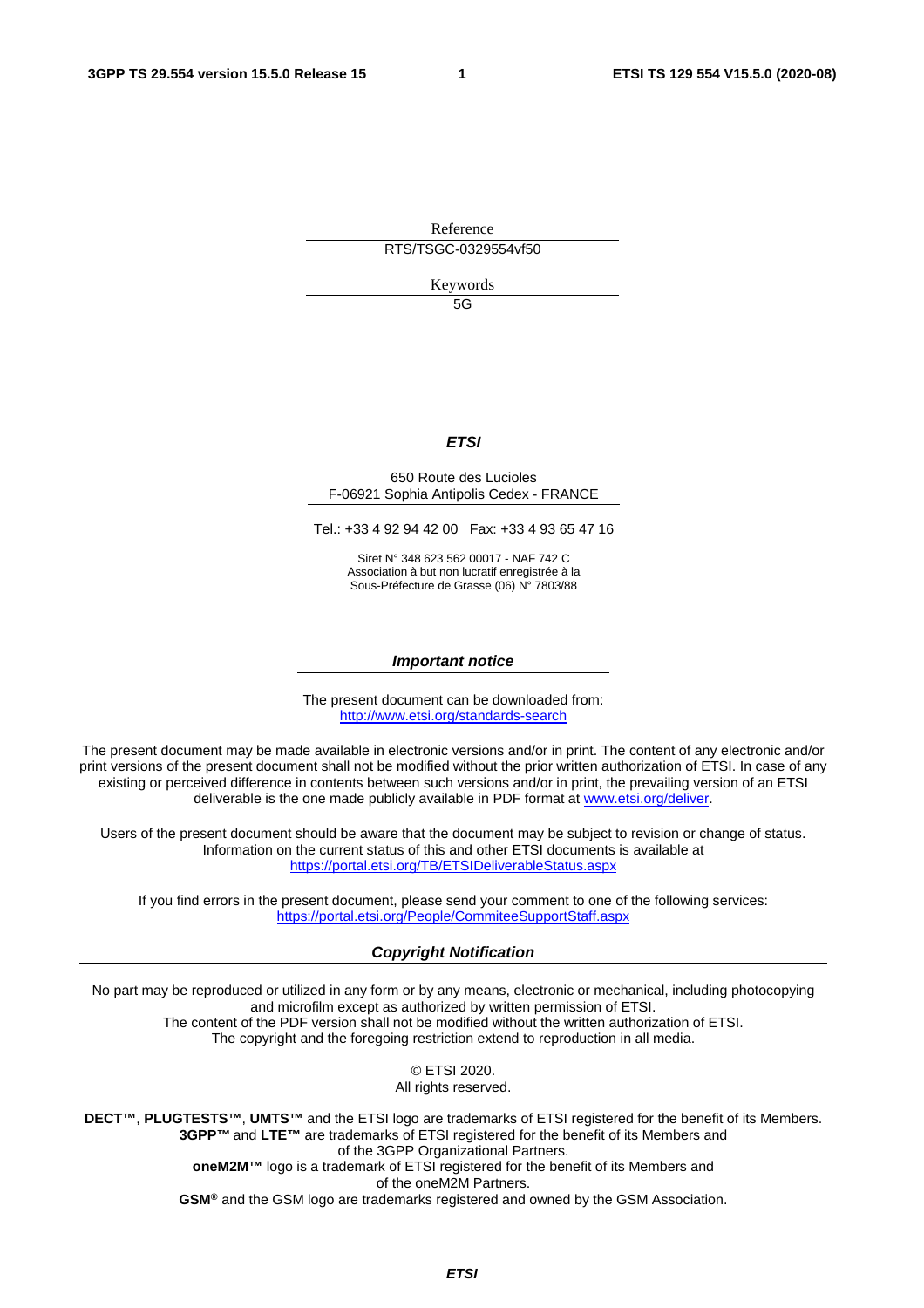Reference

RTS/TSGC-0329554vf50

Keywords

5G

***ETSI***

650 Route des Lucioles
F-06921 Sophia Antipolis Cedex - FRANCE

Tel.: +33 4 92 94 42 00   Fax: +33 4 93 65 47 16

Siret N° 348 623 562 00017 - NAF 742 C
Association à but non lucratif enregistrée à la
Sous-Préfecture de Grasse (06) N° 7803/88

***Important notice***

The present document can be downloaded from:
http://www.etsi.org/standards-search

The present document may be made available in electronic versions and/or in print. The content of any electronic and/or print versions of the present document shall not be modified without the prior written authorization of ETSI. In case of any existing or perceived difference in contents between such versions and/or in print, the prevailing version of an ETSI deliverable is the one made publicly available in PDF format at www.etsi.org/deliver.

Users of the present document should be aware that the document may be subject to revision or change of status. Information on the current status of this and other ETSI documents is available at
https://portal.etsi.org/TB/ETSIDeliverableStatus.aspx

If you find errors in the present document, please send your comment to one of the following services:
https://portal.etsi.org/People/CommiteeSupportStaff.aspx

***Copyright Notification***

No part may be reproduced or utilized in any form or by any means, electronic or mechanical, including photocopying and microfilm except as authorized by written permission of ETSI.
The content of the PDF version shall not be modified without the written authorization of ETSI.
The copyright and the foregoing restriction extend to reproduction in all media.

© ETSI 2020.
All rights reserved.

**DECT™**, **PLUGTESTS™**, **UMTS™** and the ETSI logo are trademarks of ETSI registered for the benefit of its Members.
**3GPP™** and **LTE™** are trademarks of ETSI registered for the benefit of its Members and of the 3GPP Organizational Partners.
**oneM2M™** logo is a trademark of ETSI registered for the benefit of its Members and of the oneM2M Partners.
**GSM®** and the GSM logo are trademarks registered and owned by the GSM Association.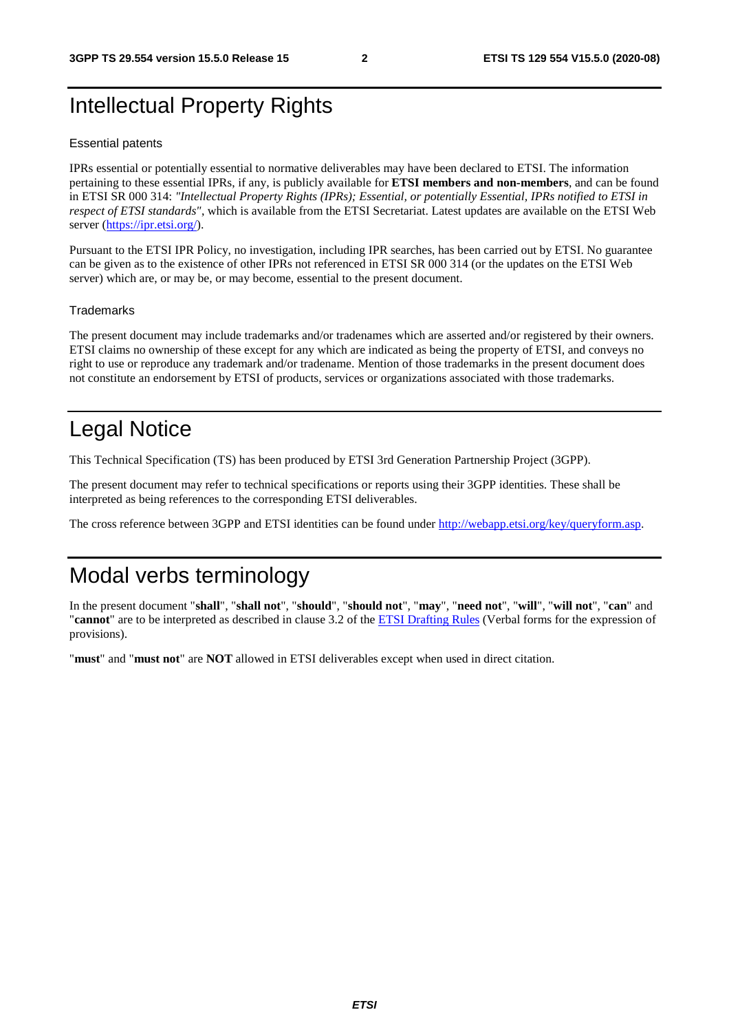# Intellectual Property Rights

## Essential patents

IPRs essential or potentially essential to normative deliverables may have been declared to ETSI. The information pertaining to these essential IPRs, if any, is publicly available for **ETSI members and non-members**, and can be found in ETSI SR 000 314: *"Intellectual Property Rights (IPRs); Essential, or potentially Essential, IPRs notified to ETSI in respect of ETSI standards"*, which is available from the ETSI Secretariat. Latest updates are available on the ETSI Web server (https://ipr.etsi.org/).

Pursuant to the ETSI IPR Policy, no investigation, including IPR searches, has been carried out by ETSI. No guarantee can be given as to the existence of other IPRs not referenced in ETSI SR 000 314 (or the updates on the ETSI Web server) which are, or may be, or may become, essential to the present document.

## Trademarks

The present document may include trademarks and/or tradenames which are asserted and/or registered by their owners. ETSI claims no ownership of these except for any which are indicated as being the property of ETSI, and conveys no right to use or reproduce any trademark and/or tradename. Mention of those trademarks in the present document does not constitute an endorsement by ETSI of products, services or organizations associated with those trademarks.

# Legal Notice

This Technical Specification (TS) has been produced by ETSI 3rd Generation Partnership Project (3GPP).

The present document may refer to technical specifications or reports using their 3GPP identities. These shall be interpreted as being references to the corresponding ETSI deliverables.

The cross reference between 3GPP and ETSI identities can be found under http://webapp.etsi.org/key/queryform.asp.

# Modal verbs terminology

In the present document "**shall**", "**shall not**", "**should**", "**should not**", "**may**", "**need not**", "**will**", "**will not**", "**can**" and "**cannot**" are to be interpreted as described in clause 3.2 of the ETSI Drafting Rules (Verbal forms for the expression of provisions).

"**must**" and "**must not**" are **NOT** allowed in ETSI deliverables except when used in direct citation.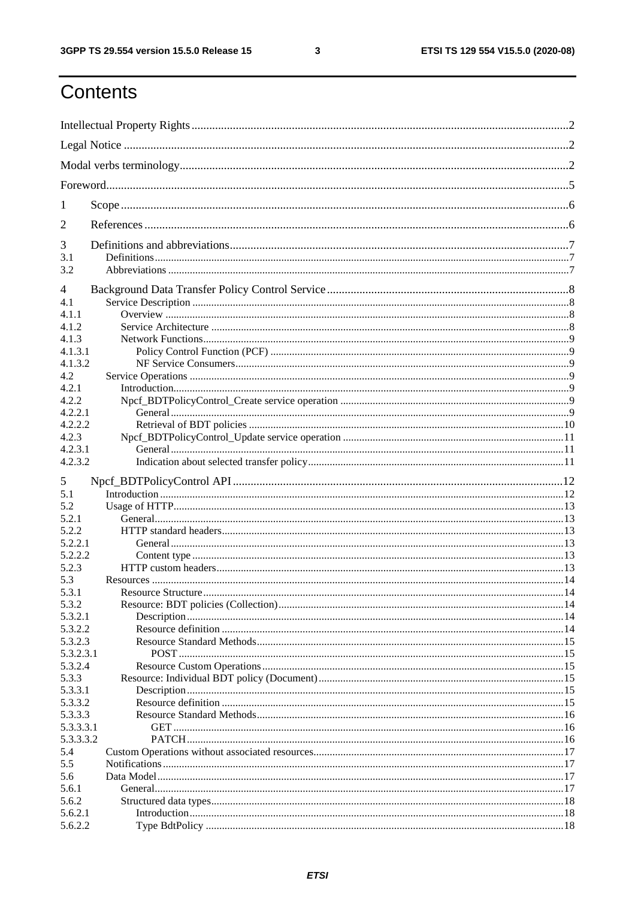# Contents

Intellectual Property Rights ..... 2

Legal Notice ..... 2

Modal verbs terminology ..... 2

Foreword ..... 5

1 Scope ..... 6

2 References ..... 6

3 Definitions and abbreviations ..... 7
- 3.1 Definitions ..... 7
- 3.2 Abbreviations ..... 7

4 Background Data Transfer Policy Control Service ..... 8
- 4.1 Service Description ..... 8
- 4.1.1 Overview ..... 8
- 4.1.2 Service Architecture ..... 8
- 4.1.3 Network Functions ..... 9
- 4.1.3.1 Policy Control Function (PCF) ..... 9
- 4.1.3.2 NF Service Consumers ..... 9
- 4.2 Service Operations ..... 9
- 4.2.1 Introduction ..... 9
- 4.2.2 Npcf_BDTPolicyControl_Create service operation ..... 9
- 4.2.2.1 General ..... 9
- 4.2.2.2 Retrieval of BDT policies ..... 10
- 4.2.3 Npcf_BDTPolicyControl_Update service operation ..... 11
- 4.2.3.1 General ..... 11
- 4.2.3.2 Indication about selected transfer policy ..... 11

5 Npcf_BDTPolicyControl API ..... 12
- 5.1 Introduction ..... 12
- 5.2 Usage of HTTP ..... 13
- 5.2.1 General ..... 13
- 5.2.2 HTTP standard headers ..... 13
- 5.2.2.1 General ..... 13
- 5.2.2.2 Content type ..... 13
- 5.2.3 HTTP custom headers ..... 13
- 5.3 Resources ..... 14
- 5.3.1 Resource Structure ..... 14
- 5.3.2 Resource: BDT policies (Collection) ..... 14
- 5.3.2.1 Description ..... 14
- 5.3.2.2 Resource definition ..... 14
- 5.3.2.3 Resource Standard Methods ..... 15
- 5.3.2.3.1 POST ..... 15
- 5.3.2.4 Resource Custom Operations ..... 15
- 5.3.3 Resource: Individual BDT policy (Document) ..... 15
- 5.3.3.1 Description ..... 15
- 5.3.3.2 Resource definition ..... 15
- 5.3.3.3 Resource Standard Methods ..... 16
- 5.3.3.3.1 GET ..... 16
- 5.3.3.3.2 PATCH ..... 16
- 5.4 Custom Operations without associated resources ..... 17
- 5.5 Notifications ..... 17
- 5.6 Data Model ..... 17
- 5.6.1 General ..... 17
- 5.6.2 Structured data types ..... 18
- 5.6.2.1 Introduction ..... 18
- 5.6.2.2 Type BdtPolicy ..... 18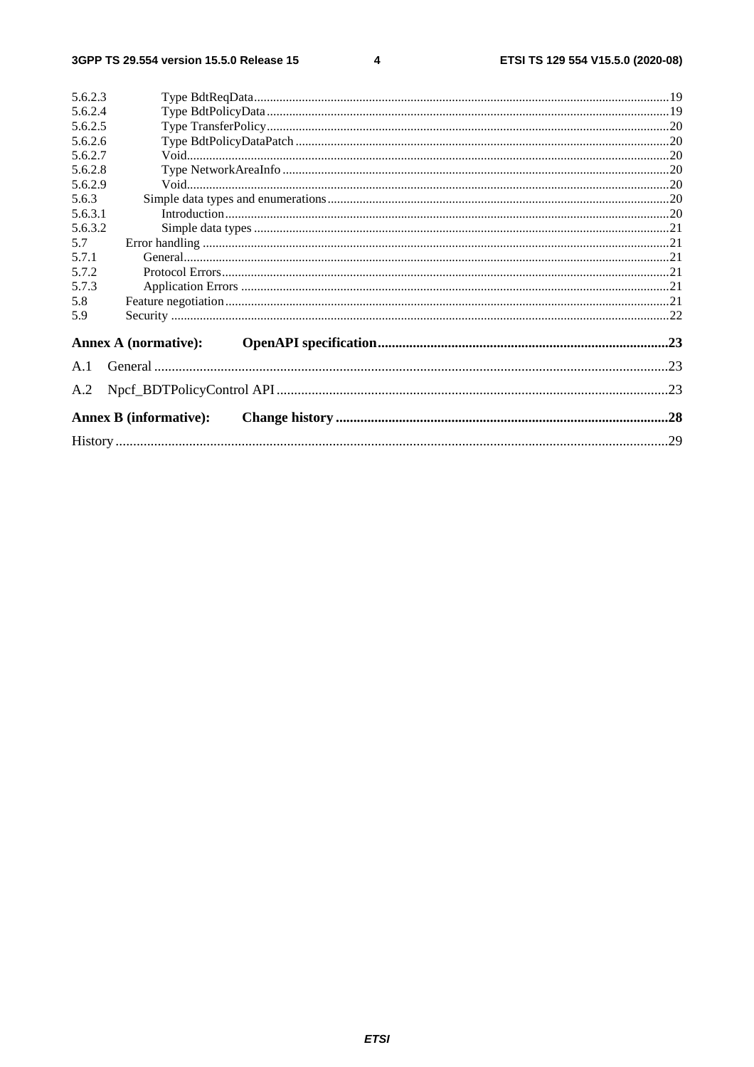5.6.2.3 Type BdtReqData ....................................................................................................................................19
5.6.2.4 Type BdtPolicyData ...............................................................................................................................19
5.6.2.5 Type TransferPolicy ...............................................................................................................................20
5.6.2.6 Type BdtPolicyDataPatch ......................................................................................................................20
5.6.2.7 Void........................................................................................................................................................20
5.6.2.8 Type NetworkAreaInfo ..........................................................................................................................20
5.6.2.9 Void........................................................................................................................................................20
5.6.3 Simple data types and enumerations ...........................................................................................................20
5.6.3.1 Introduction ............................................................................................................................................20
5.6.3.2 Simple data types ...................................................................................................................................21
5.7 Error handling .................................................................................................................................................21
5.7.1 General.........................................................................................................................................................21
5.7.2 Protocol Errors.............................................................................................................................................21
5.7.3 Application Errors .......................................................................................................................................21
5.8 Feature negotiation ..........................................................................................................................................21
5.9 Security ...........................................................................................................................................................22

**Annex A (normative): OpenAPI specification ....................................................................................23**

A.1 General ..................................................................................................................................................23

A.2 Npcf_BDTPolicyControl API ...............................................................................................................23

**Annex B (informative): Change history ...............................................................................................28**

History ..............................................................................................................................................................29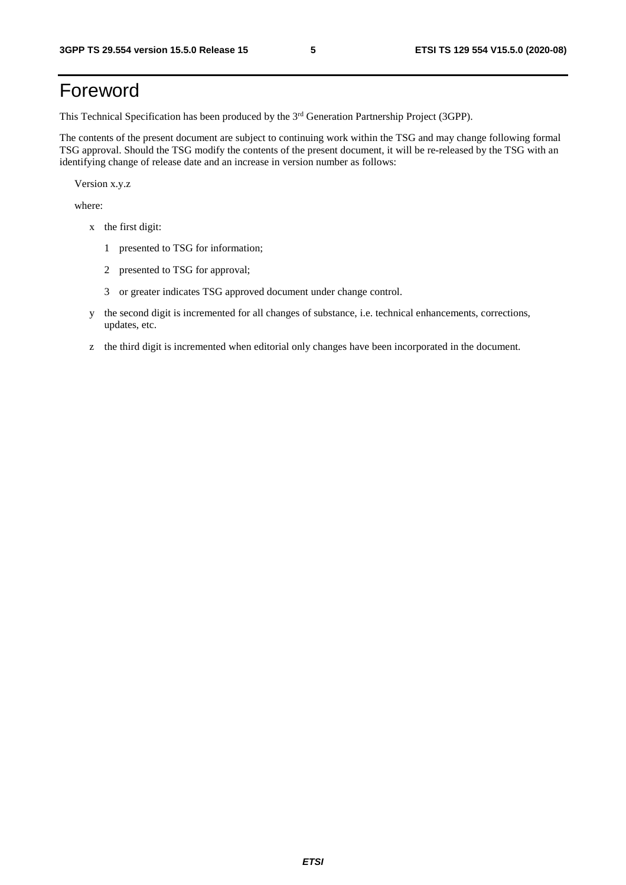# Foreword

This Technical Specification has been produced by the 3rd Generation Partnership Project (3GPP).

The contents of the present document are subject to continuing work within the TSG and may change following formal TSG approval. Should the TSG modify the contents of the present document, it will be re-released by the TSG with an identifying change of release date and an increase in version number as follows:

Version x.y.z

where:

- x the first digit:
  - 1 presented to TSG for information;
  - 2 presented to TSG for approval;
  - 3 or greater indicates TSG approved document under change control.
- y the second digit is incremented for all changes of substance, i.e. technical enhancements, corrections, updates, etc.
- z the third digit is incremented when editorial only changes have been incorporated in the document.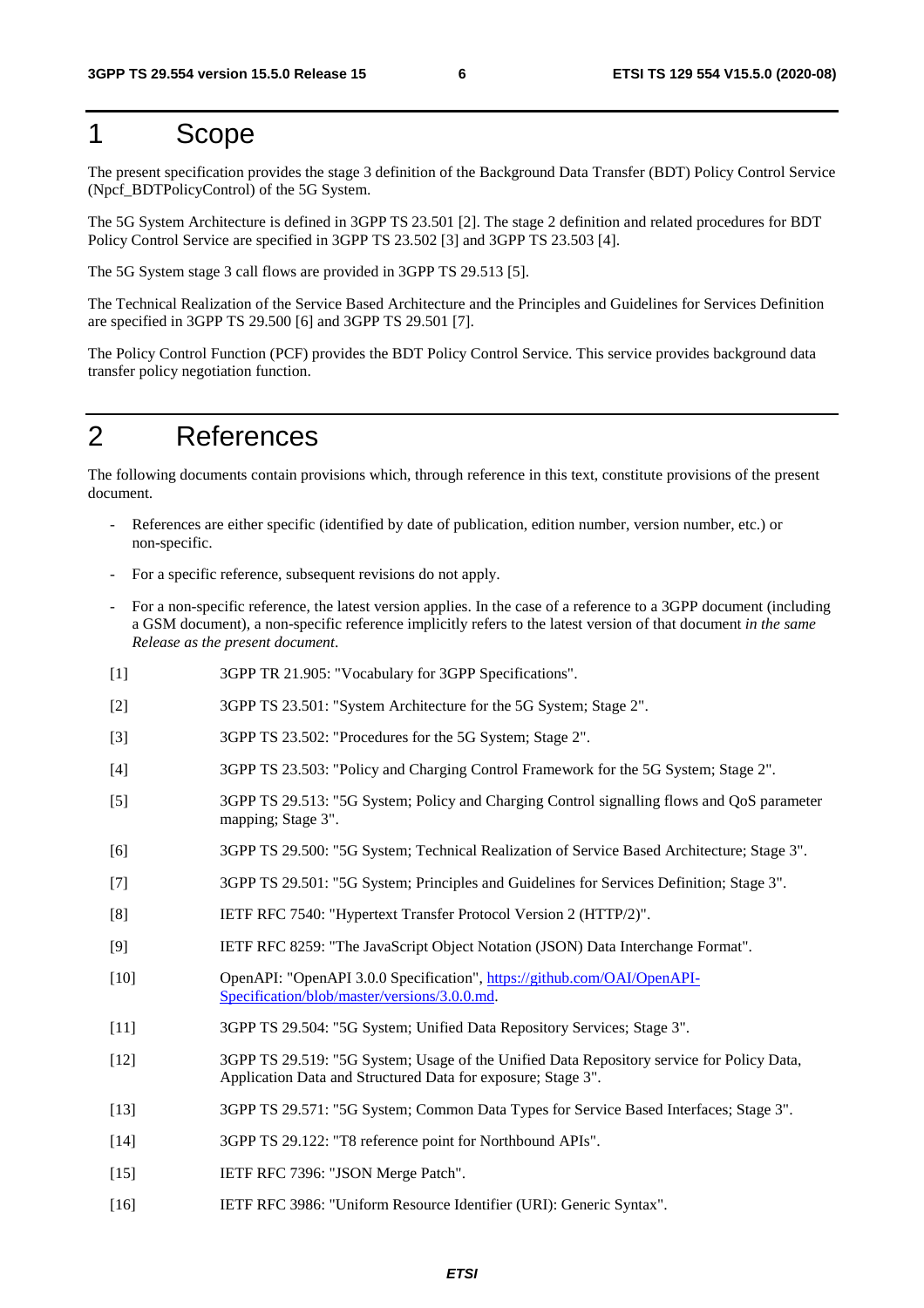# 1 Scope

The present specification provides the stage 3 definition of the Background Data Transfer (BDT) Policy Control Service (Npcf_BDTPolicyControl) of the 5G System.

The 5G System Architecture is defined in 3GPP TS 23.501 [2]. The stage 2 definition and related procedures for BDT Policy Control Service are specified in 3GPP TS 23.502 [3] and 3GPP TS 23.503 [4].

The 5G System stage 3 call flows are provided in 3GPP TS 29.513 [5].

The Technical Realization of the Service Based Architecture and the Principles and Guidelines for Services Definition are specified in 3GPP TS 29.500 [6] and 3GPP TS 29.501 [7].

The Policy Control Function (PCF) provides the BDT Policy Control Service. This service provides background data transfer policy negotiation function.

# 2 References

The following documents contain provisions which, through reference in this text, constitute provisions of the present document.

- References are either specific (identified by date of publication, edition number, version number, etc.) or non-specific.
- For a specific reference, subsequent revisions do not apply.
- For a non-specific reference, the latest version applies. In the case of a reference to a 3GPP document (including a GSM document), a non-specific reference implicitly refers to the latest version of that document *in the same Release as the present document*.

[1] 3GPP TR 21.905: "Vocabulary for 3GPP Specifications".

[2] 3GPP TS 23.501: "System Architecture for the 5G System; Stage 2".

[3] 3GPP TS 23.502: "Procedures for the 5G System; Stage 2".

[4] 3GPP TS 23.503: "Policy and Charging Control Framework for the 5G System; Stage 2".

[5] 3GPP TS 29.513: "5G System; Policy and Charging Control signalling flows and QoS parameter mapping; Stage 3".

[6] 3GPP TS 29.500: "5G System; Technical Realization of Service Based Architecture; Stage 3".

[7] 3GPP TS 29.501: "5G System; Principles and Guidelines for Services Definition; Stage 3".

[8] IETF RFC 7540: "Hypertext Transfer Protocol Version 2 (HTTP/2)".

[9] IETF RFC 8259: "The JavaScript Object Notation (JSON) Data Interchange Format".

[10] OpenAPI: "OpenAPI 3.0.0 Specification", https://github.com/OAI/OpenAPI-Specification/blob/master/versions/3.0.0.md.

[11] 3GPP TS 29.504: "5G System; Unified Data Repository Services; Stage 3".

[12] 3GPP TS 29.519: "5G System; Usage of the Unified Data Repository service for Policy Data, Application Data and Structured Data for exposure; Stage 3".

[13] 3GPP TS 29.571: "5G System; Common Data Types for Service Based Interfaces; Stage 3".

[14] 3GPP TS 29.122: "T8 reference point for Northbound APIs".

[15] IETF RFC 7396: "JSON Merge Patch".

[16] IETF RFC 3986: "Uniform Resource Identifier (URI): Generic Syntax".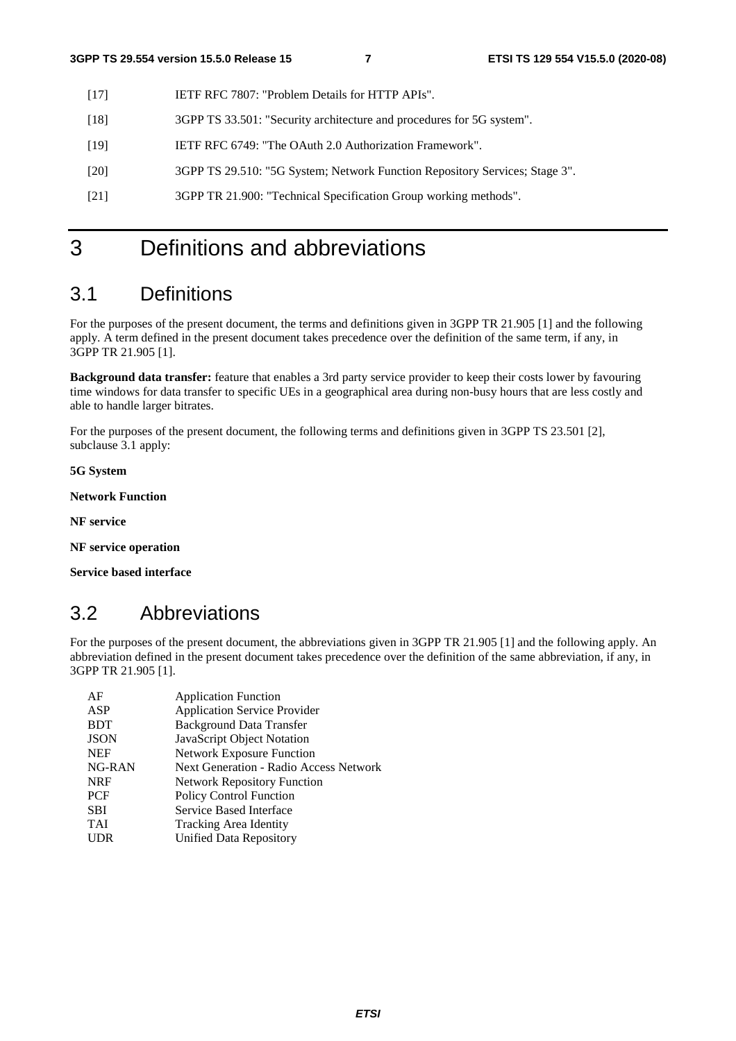[17] IETF RFC 7807: "Problem Details for HTTP APIs".

[18] 3GPP TS 33.501: "Security architecture and procedures for 5G system".

[19] IETF RFC 6749: "The OAuth 2.0 Authorization Framework".

[20] 3GPP TS 29.510: "5G System; Network Function Repository Services; Stage 3".

[21] 3GPP TR 21.900: "Technical Specification Group working methods".

# 3 Definitions and abbreviations

## 3.1 Definitions

For the purposes of the present document, the terms and definitions given in 3GPP TR 21.905 [1] and the following apply. A term defined in the present document takes precedence over the definition of the same term, if any, in 3GPP TR 21.905 [1].

**Background data transfer:** feature that enables a 3rd party service provider to keep their costs lower by favouring time windows for data transfer to specific UEs in a geographical area during non-busy hours that are less costly and able to handle larger bitrates.

For the purposes of the present document, the following terms and definitions given in 3GPP TS 23.501 [2], subclause 3.1 apply:

**5G System**

**Network Function**

**NF service**

**NF service operation**

**Service based interface**

## 3.2 Abbreviations

For the purposes of the present document, the abbreviations given in 3GPP TR 21.905 [1] and the following apply. An abbreviation defined in the present document takes precedence over the definition of the same abbreviation, if any, in 3GPP TR 21.905 [1].

| | |
|---|---|
| AF | Application Function |
| ASP | Application Service Provider |
| BDT | Background Data Transfer |
| JSON | JavaScript Object Notation |
| NEF | Network Exposure Function |
| NG-RAN | Next Generation - Radio Access Network |
| NRF | Network Repository Function |
| PCF | Policy Control Function |
| SBI | Service Based Interface |
| TAI | Tracking Area Identity |
| UDR | Unified Data Repository |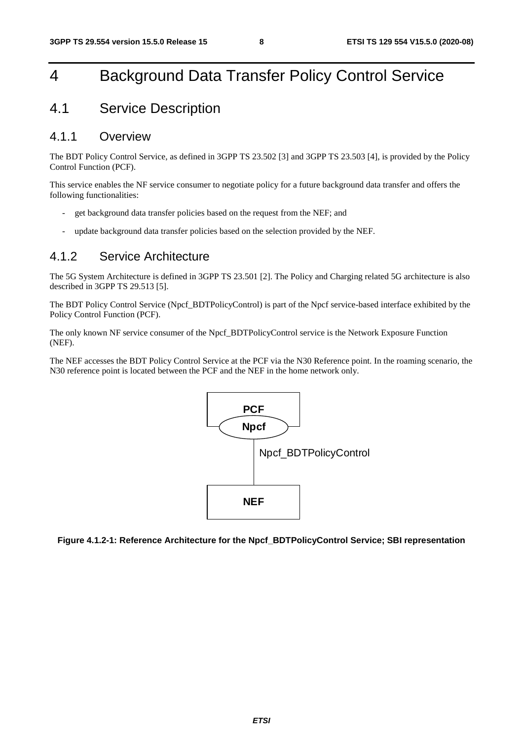# 4 Background Data Transfer Policy Control Service

## 4.1 Service Description

### 4.1.1 Overview

The BDT Policy Control Service, as defined in 3GPP TS 23.502 [3] and 3GPP TS 23.503 [4], is provided by the Policy Control Function (PCF).

This service enables the NF service consumer to negotiate policy for a future background data transfer and offers the following functionalities:

- get background data transfer policies based on the request from the NEF; and
- update background data transfer policies based on the selection provided by the NEF.

### 4.1.2 Service Architecture

The 5G System Architecture is defined in 3GPP TS 23.501 [2]. The Policy and Charging related 5G architecture is also described in 3GPP TS 29.513 [5].

The BDT Policy Control Service (Npcf_BDTPolicyControl) is part of the Npcf service-based interface exhibited by the Policy Control Function (PCF).

The only known NF service consumer of the Npcf_BDTPolicyControl service is the Network Exposure Function (NEF).

The NEF accesses the BDT Policy Control Service at the PCF via the N30 Reference point. In the roaming scenario, the N30 reference point is located between the PCF and the NEF in the home network only.

PCF

Npcf

Npcf_BDTPolicyControl

NEF

**Figure 4.1.2-1: Reference Architecture for the Npcf_BDTPolicyControl Service; SBI representation**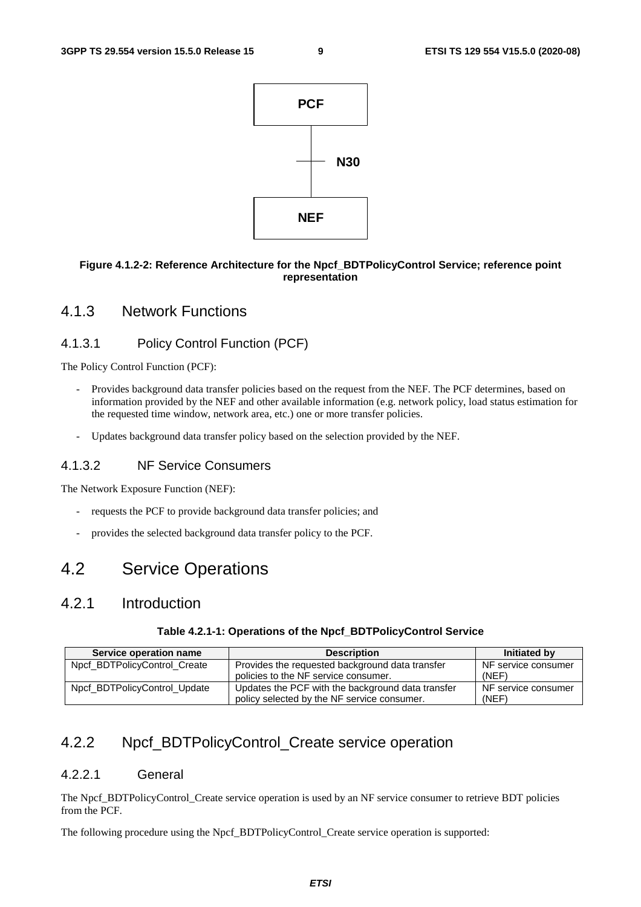PCF

N30

NEF

**Figure 4.1.2-2: Reference Architecture for the Npcf_BDTPolicyControl Service; reference point representation**

### 4.1.3 Network Functions

#### 4.1.3.1 Policy Control Function (PCF)

The Policy Control Function (PCF):

- Provides background data transfer policies based on the request from the NEF. The PCF determines, based on information provided by the NEF and other available information (e.g. network policy, load status estimation for the requested time window, network area, etc.) one or more transfer policies.
- Updates background data transfer policy based on the selection provided by the NEF.

#### 4.1.3.2 NF Service Consumers

The Network Exposure Function (NEF):

- requests the PCF to provide background data transfer policies; and
- provides the selected background data transfer policy to the PCF.

## 4.2 Service Operations

### 4.2.1 Introduction

**Table 4.2.1-1: Operations of the Npcf_BDTPolicyControl Service**

| Service operation name | Description | Initiated by |
|---|---|---|
| Npcf_BDTPolicyControl_Create | Provides the requested background data transfer policies to the NF service consumer. | NF service consumer (NEF) |
| Npcf_BDTPolicyControl_Update | Updates the PCF with the background data transfer policy selected by the NF service consumer. | NF service consumer (NEF) |

### 4.2.2 Npcf_BDTPolicyControl_Create service operation

#### 4.2.2.1 General

The Npcf_BDTPolicyControl_Create service operation is used by an NF service consumer to retrieve BDT policies from the PCF.

The following procedure using the Npcf_BDTPolicyControl_Create service operation is supported: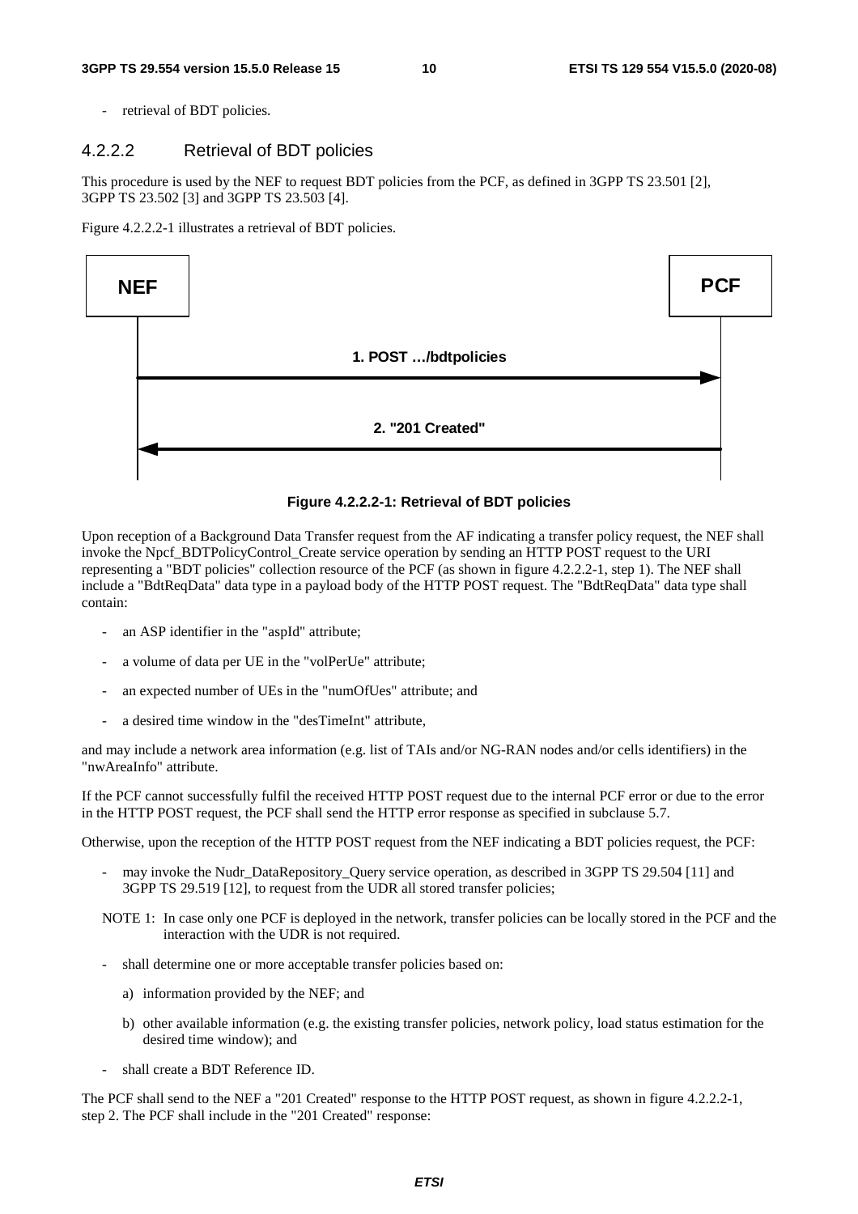- retrieval of BDT policies.

### 4.2.2.2 Retrieval of BDT policies

This procedure is used by the NEF to request BDT policies from the PCF, as defined in 3GPP TS 23.501 [2], 3GPP TS 23.502 [3] and 3GPP TS 23.503 [4].

Figure 4.2.2.2-1 illustrates a retrieval of BDT policies.

NEF → PCF: 1. POST …/bdtpolicies

PCF → NEF: 2. "201 Created"

**Figure 4.2.2.2-1: Retrieval of BDT policies**

Upon reception of a Background Data Transfer request from the AF indicating a transfer policy request, the NEF shall invoke the Npcf_BDTPolicyControl_Create service operation by sending an HTTP POST request to the URI representing a "BDT policies" collection resource of the PCF (as shown in figure 4.2.2.2-1, step 1). The NEF shall include a "BdtReqData" data type in a payload body of the HTTP POST request. The "BdtReqData" data type shall contain:

- an ASP identifier in the "aspId" attribute;
- a volume of data per UE in the "volPerUe" attribute;
- an expected number of UEs in the "numOfUes" attribute; and
- a desired time window in the "desTimeInt" attribute,

and may include a network area information (e.g. list of TAIs and/or NG-RAN nodes and/or cells identifiers) in the "nwAreaInfo" attribute.

If the PCF cannot successfully fulfil the received HTTP POST request due to the internal PCF error or due to the error in the HTTP POST request, the PCF shall send the HTTP error response as specified in subclause 5.7.

Otherwise, upon the reception of the HTTP POST request from the NEF indicating a BDT policies request, the PCF:

- may invoke the Nudr_DataRepository_Query service operation, as described in 3GPP TS 29.504 [11] and 3GPP TS 29.519 [12], to request from the UDR all stored transfer policies;

NOTE 1: In case only one PCF is deployed in the network, transfer policies can be locally stored in the PCF and the interaction with the UDR is not required.

- shall determine one or more acceptable transfer policies based on:
  a) information provided by the NEF; and
  b) other available information (e.g. the existing transfer policies, network policy, load status estimation for the desired time window); and
- shall create a BDT Reference ID.

The PCF shall send to the NEF a "201 Created" response to the HTTP POST request, as shown in figure 4.2.2.2-1, step 2. The PCF shall include in the "201 Created" response: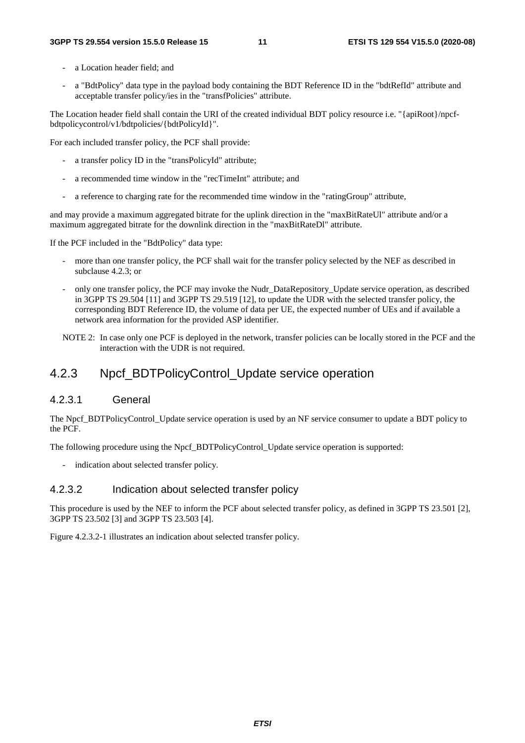- a Location header field; and
- a "BdtPolicy" data type in the payload body containing the BDT Reference ID in the "bdtRefId" attribute and acceptable transfer policy/ies in the "transfPolicies" attribute.

The Location header field shall contain the URI of the created individual BDT policy resource i.e. "{apiRoot}/npcf-bdtpolicycontrol/v1/bdtpolicies/{bdtPolicyId}".

For each included transfer policy, the PCF shall provide:

- a transfer policy ID in the "transPolicyId" attribute;
- a recommended time window in the "recTimeInt" attribute; and
- a reference to charging rate for the recommended time window in the "ratingGroup" attribute,

and may provide a maximum aggregated bitrate for the uplink direction in the "maxBitRateUl" attribute and/or a maximum aggregated bitrate for the downlink direction in the "maxBitRateDl" attribute.

If the PCF included in the "BdtPolicy" data type:

- more than one transfer policy, the PCF shall wait for the transfer policy selected by the NEF as described in subclause 4.2.3; or
- only one transfer policy, the PCF may invoke the Nudr_DataRepository_Update service operation, as described in 3GPP TS 29.504 [11] and 3GPP TS 29.519 [12], to update the UDR with the selected transfer policy, the corresponding BDT Reference ID, the volume of data per UE, the expected number of UEs and if available a network area information for the provided ASP identifier.

NOTE 2: In case only one PCF is deployed in the network, transfer policies can be locally stored in the PCF and the interaction with the UDR is not required.

### 4.2.3 Npcf_BDTPolicyControl_Update service operation

#### 4.2.3.1 General

The Npcf_BDTPolicyControl_Update service operation is used by an NF service consumer to update a BDT policy to the PCF.

The following procedure using the Npcf_BDTPolicyControl_Update service operation is supported:

- indication about selected transfer policy.

#### 4.2.3.2 Indication about selected transfer policy

This procedure is used by the NEF to inform the PCF about selected transfer policy, as defined in 3GPP TS 23.501 [2], 3GPP TS 23.502 [3] and 3GPP TS 23.503 [4].

Figure 4.2.3.2-1 illustrates an indication about selected transfer policy.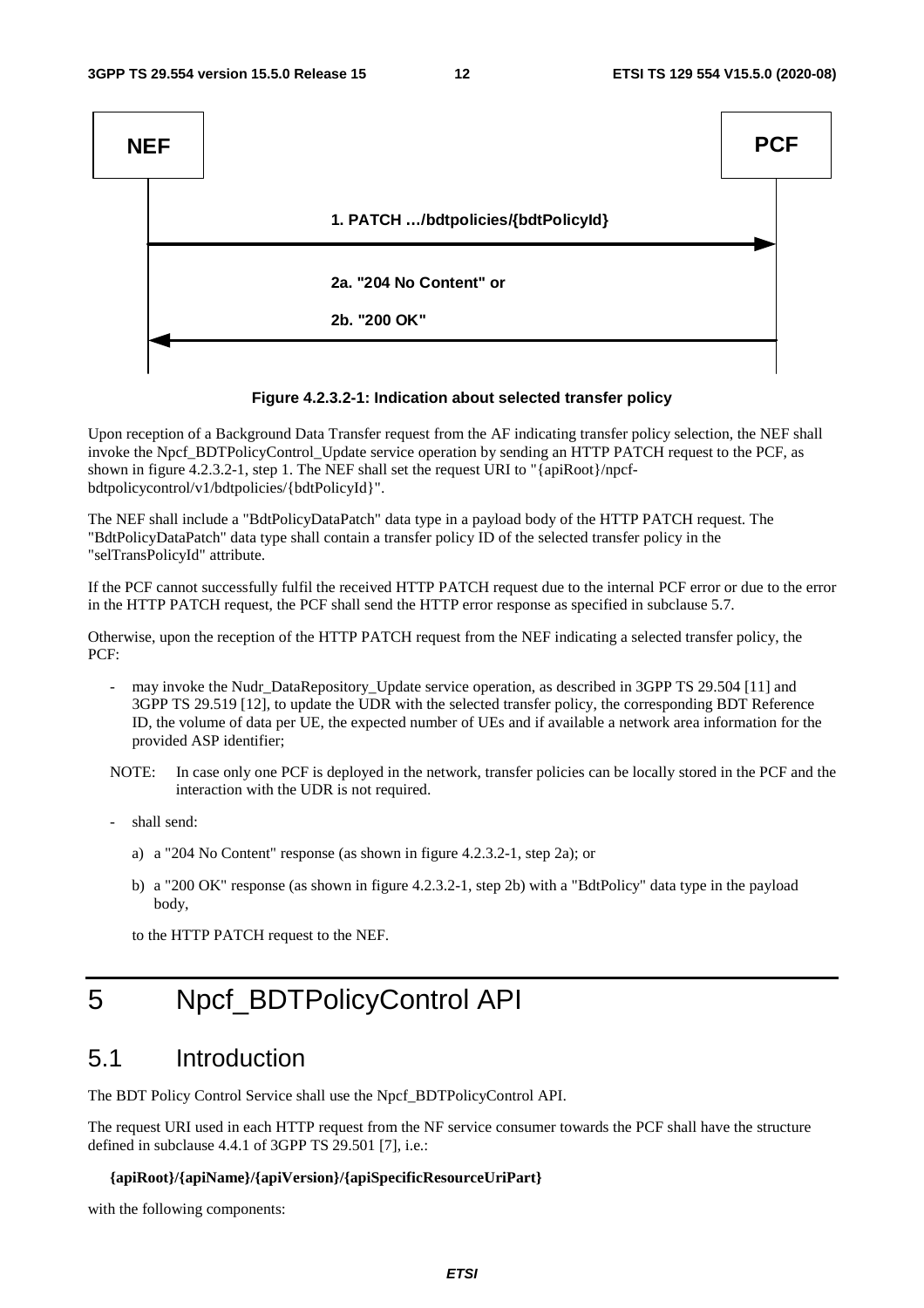**Figure 4.2.3.2-1: Indication about selected transfer policy**

Upon reception of a Background Data Transfer request from the AF indicating transfer policy selection, the NEF shall invoke the Npcf_BDTPolicyControl_Update service operation by sending an HTTP PATCH request to the PCF, as shown in figure 4.2.3.2-1, step 1. The NEF shall set the request URI to "{apiRoot}/npcf-bdtpolicycontrol/v1/bdtpolicies/{bdtPolicyId}".

The NEF shall include a "BdtPolicyDataPatch" data type in a payload body of the HTTP PATCH request. The "BdtPolicyDataPatch" data type shall contain a transfer policy ID of the selected transfer policy in the "selTransPolicyId" attribute.

If the PCF cannot successfully fulfil the received HTTP PATCH request due to the internal PCF error or due to the error in the HTTP PATCH request, the PCF shall send the HTTP error response as specified in subclause 5.7.

Otherwise, upon the reception of the HTTP PATCH request from the NEF indicating a selected transfer policy, the PCF:

- may invoke the Nudr_DataRepository_Update service operation, as described in 3GPP TS 29.504 [11] and 3GPP TS 29.519 [12], to update the UDR with the selected transfer policy, the corresponding BDT Reference ID, the volume of data per UE, the expected number of UEs and if available a network area information for the provided ASP identifier;

NOTE: In case only one PCF is deployed in the network, transfer policies can be locally stored in the PCF and the interaction with the UDR is not required.

- shall send:
  a) a "204 No Content" response (as shown in figure 4.2.3.2-1, step 2a); or
  b) a "200 OK" response (as shown in figure 4.2.3.2-1, step 2b) with a "BdtPolicy" data type in the payload body,

  to the HTTP PATCH request to the NEF.

# 5 Npcf_BDTPolicyControl API

## 5.1 Introduction

The BDT Policy Control Service shall use the Npcf_BDTPolicyControl API.

The request URI used in each HTTP request from the NF service consumer towards the PCF shall have the structure defined in subclause 4.4.1 of 3GPP TS 29.501 [7], i.e.:

**{apiRoot}/{apiName}/{apiVersion}/{apiSpecificResourceUriPart}**

with the following components: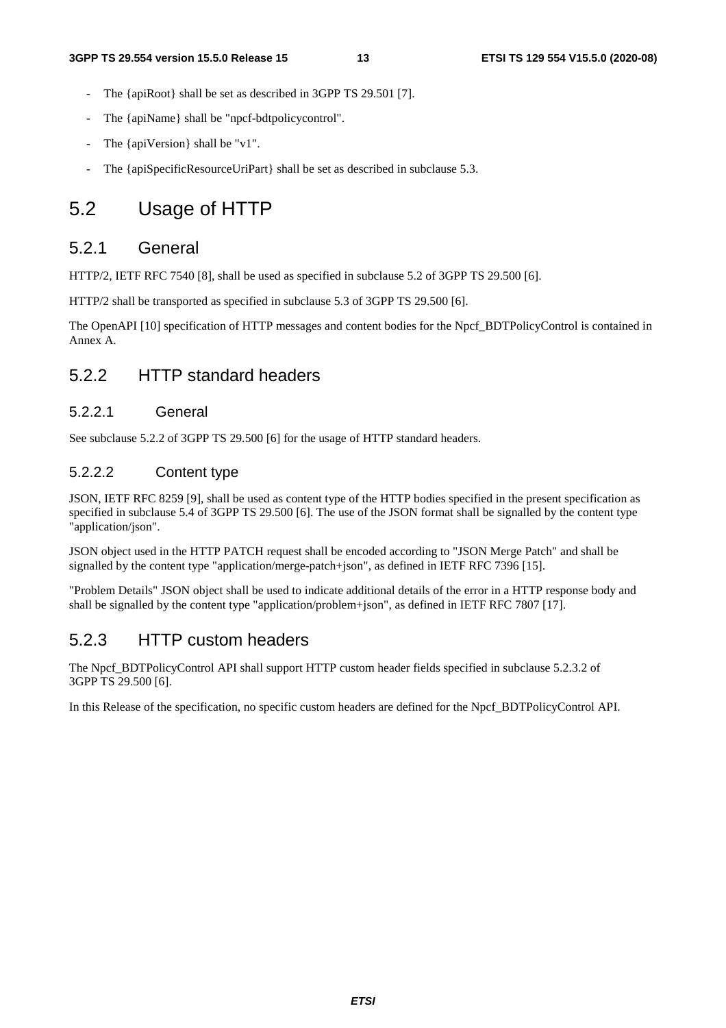- The {apiRoot} shall be set as described in 3GPP TS 29.501 [7].
- The {apiName} shall be "npcf-bdtpolicycontrol".
- The {apiVersion} shall be "v1".
- The {apiSpecificResourceUriPart} shall be set as described in subclause 5.3.

# 5.2 Usage of HTTP

## 5.2.1 General

HTTP/2, IETF RFC 7540 [8], shall be used as specified in subclause 5.2 of 3GPP TS 29.500 [6].

HTTP/2 shall be transported as specified in subclause 5.3 of 3GPP TS 29.500 [6].

The OpenAPI [10] specification of HTTP messages and content bodies for the Npcf_BDTPolicyControl is contained in Annex A.

## 5.2.2 HTTP standard headers

### 5.2.2.1 General

See subclause 5.2.2 of 3GPP TS 29.500 [6] for the usage of HTTP standard headers.

### 5.2.2.2 Content type

JSON, IETF RFC 8259 [9], shall be used as content type of the HTTP bodies specified in the present specification as specified in subclause 5.4 of 3GPP TS 29.500 [6]. The use of the JSON format shall be signalled by the content type "application/json".

JSON object used in the HTTP PATCH request shall be encoded according to "JSON Merge Patch" and shall be signalled by the content type "application/merge-patch+json", as defined in IETF RFC 7396 [15].

"Problem Details" JSON object shall be used to indicate additional details of the error in a HTTP response body and shall be signalled by the content type "application/problem+json", as defined in IETF RFC 7807 [17].

## 5.2.3 HTTP custom headers

The Npcf_BDTPolicyControl API shall support HTTP custom header fields specified in subclause 5.2.3.2 of 3GPP TS 29.500 [6].

In this Release of the specification, no specific custom headers are defined for the Npcf_BDTPolicyControl API.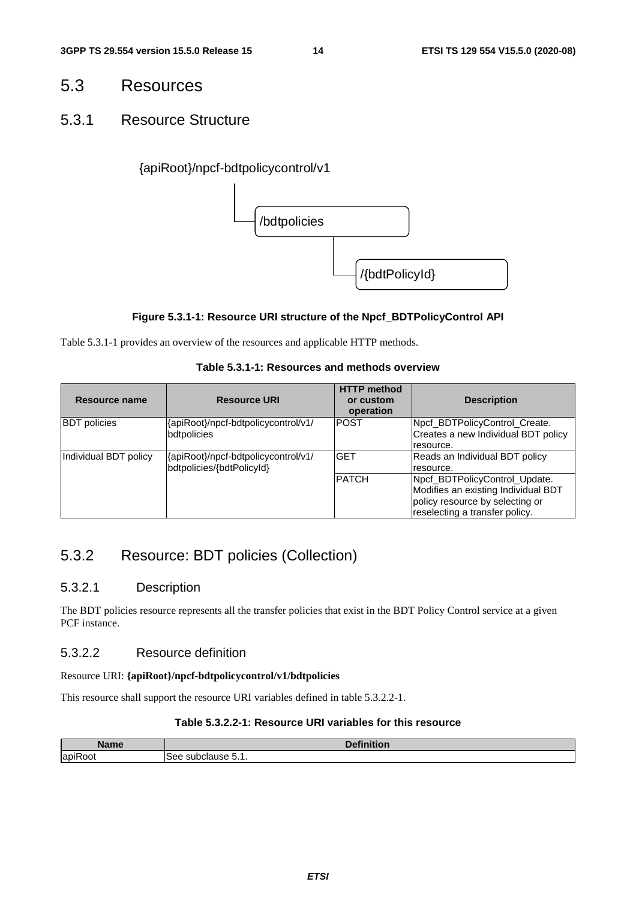## 5.3 Resources

### 5.3.1 Resource Structure

{apiRoot}/npcf-bdtpolicycontrol/v1

/bdtpolicies

/{bdtPolicyId}

**Figure 5.3.1-1: Resource URI structure of the Npcf_BDTPolicyControl API**

Table 5.3.1-1 provides an overview of the resources and applicable HTTP methods.

**Table 5.3.1-1: Resources and methods overview**

| Resource name | Resource URI | HTTP method or custom operation | Description |
|---|---|---|---|
| BDT policies | {apiRoot}/npcf-bdtpolicycontrol/v1/bdtpolicies | POST | Npcf_BDTPolicyControl_Create. Creates a new Individual BDT policy resource. |
| Individual BDT policy | {apiRoot}/npcf-bdtpolicycontrol/v1/bdtpolicies/{bdtPolicyId} | GET | Reads an Individual BDT policy resource. |
| | | PATCH | Npcf_BDTPolicyControl_Update. Modifies an existing Individual BDT policy resource by selecting or reselecting a transfer policy. |

### 5.3.2 Resource: BDT policies (Collection)

#### 5.3.2.1 Description

The BDT policies resource represents all the transfer policies that exist in the BDT Policy Control service at a given PCF instance.

#### 5.3.2.2 Resource definition

Resource URI: **{apiRoot}/npcf-bdtpolicycontrol/v1/bdtpolicies**

This resource shall support the resource URI variables defined in table 5.3.2.2-1.

**Table 5.3.2.2-1: Resource URI variables for this resource**

| Name | Definition |
|---|---|
| apiRoot | See subclause 5.1. |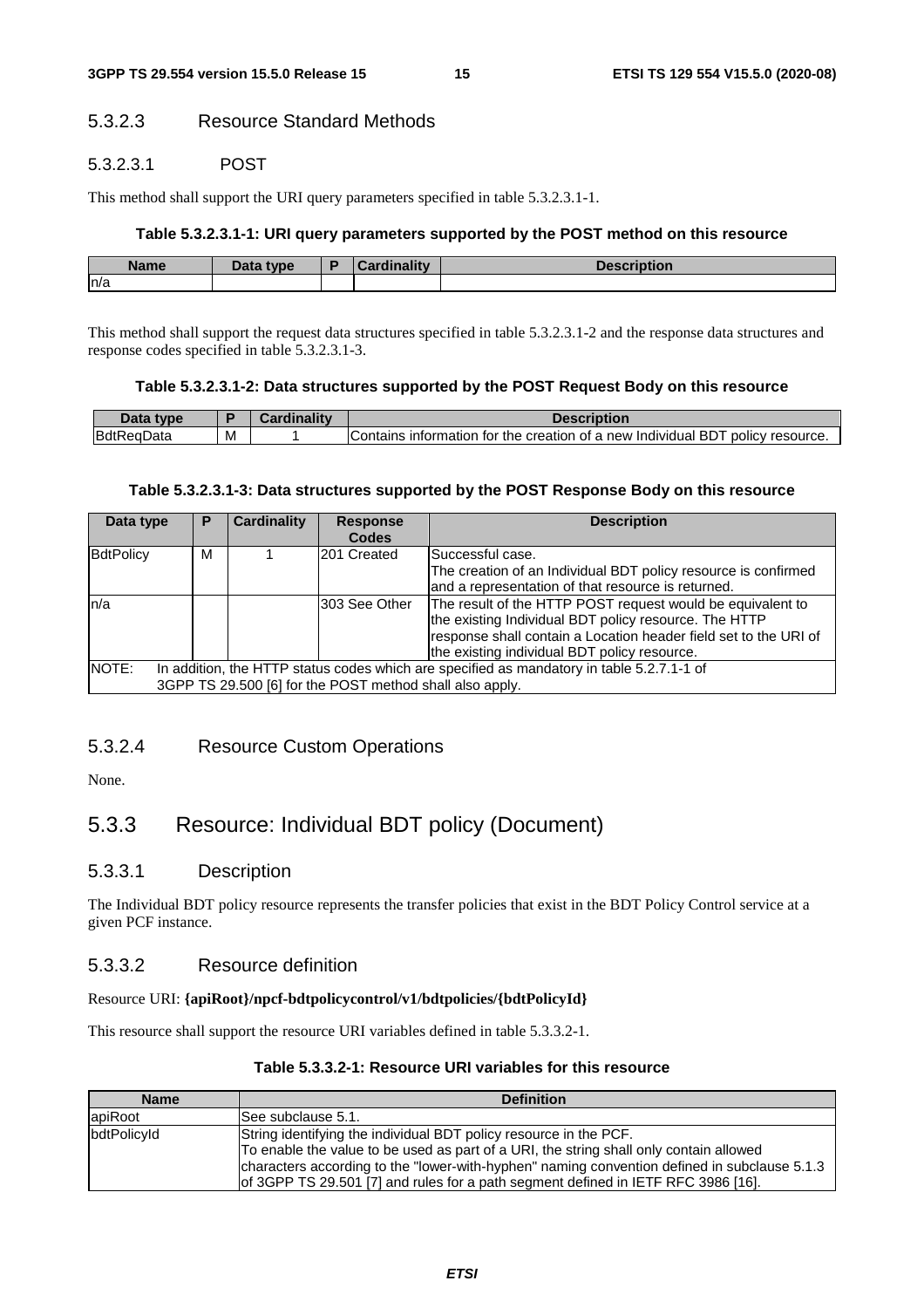### 5.3.2.3 Resource Standard Methods

#### 5.3.2.3.1 POST

This method shall support the URI query parameters specified in table 5.3.2.3.1-1.

**Table 5.3.2.3.1-1: URI query parameters supported by the POST method on this resource**

| Name | Data type | P | Cardinality | Description |
|---|---|---|---|---|
| n/a | | | | |

This method shall support the request data structures specified in table 5.3.2.3.1-2 and the response data structures and response codes specified in table 5.3.2.3.1-3.

**Table 5.3.2.3.1-2: Data structures supported by the POST Request Body on this resource**

| Data type | P | Cardinality | Description |
|---|---|---|---|
| BdtReqData | M | 1 | Contains information for the creation of a new Individual BDT policy resource. |

**Table 5.3.2.3.1-3: Data structures supported by the POST Response Body on this resource**

| Data type | P | Cardinality | Response Codes | Description |
|---|---|---|---|---|
| BdtPolicy | M | 1 | 201 Created | Successful case.<br>The creation of an Individual BDT policy resource is confirmed and a representation of that resource is returned. |
| n/a | | | 303 See Other | The result of the HTTP POST request would be equivalent to the existing Individual BDT policy resource. The HTTP response shall contain a Location header field set to the URI of the existing individual BDT policy resource. |
| NOTE: In addition, the HTTP status codes which are specified as mandatory in table 5.2.7.1-1 of 3GPP TS 29.500 [6] for the POST method shall also apply. | | | | |

### 5.3.2.4 Resource Custom Operations

None.

## 5.3.3 Resource: Individual BDT policy (Document)

### 5.3.3.1 Description

The Individual BDT policy resource represents the transfer policies that exist in the BDT Policy Control service at a given PCF instance.

### 5.3.3.2 Resource definition

Resource URI: **{apiRoot}/npcf-bdtpolicycontrol/v1/bdtpolicies/{bdtPolicyId}**

This resource shall support the resource URI variables defined in table 5.3.3.2-1.

**Table 5.3.3.2-1: Resource URI variables for this resource**

| Name | Definition |
|---|---|
| apiRoot | See subclause 5.1. |
| bdtPolicyId | String identifying the individual BDT policy resource in the PCF.<br>To enable the value to be used as part of a URI, the string shall only contain allowed characters according to the "lower-with-hyphen" naming convention defined in subclause 5.1.3 of 3GPP TS 29.501 [7] and rules for a path segment defined in IETF RFC 3986 [16]. |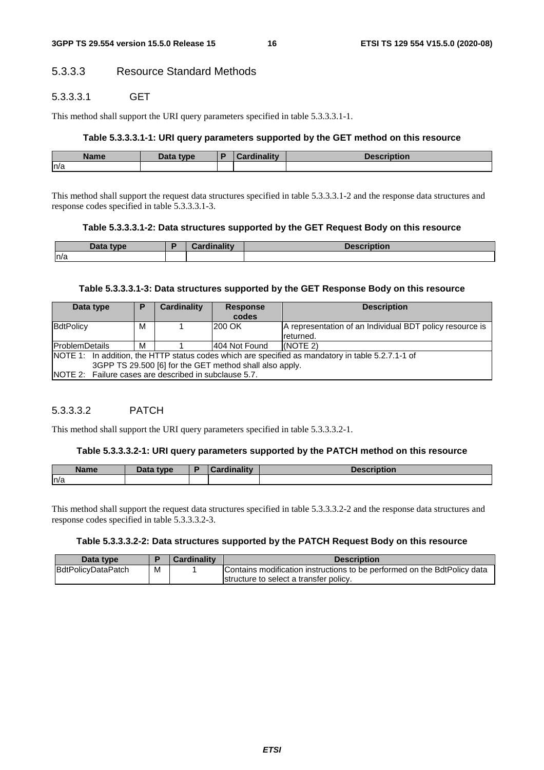#### 5.3.3.3 Resource Standard Methods

##### 5.3.3.3.1 GET

This method shall support the URI query parameters specified in table 5.3.3.3.1-1.

**Table 5.3.3.3.1-1: URI query parameters supported by the GET method on this resource**

| Name | Data type | P | Cardinality | Description |
|---|---|---|---|---|
| n/a | | | | |

This method shall support the request data structures specified in table 5.3.3.3.1-2 and the response data structures and response codes specified in table 5.3.3.3.1-3.

**Table 5.3.3.3.1-2: Data structures supported by the GET Request Body on this resource**

| Data type | P | Cardinality | Description |
|---|---|---|---|
| n/a | | | |

**Table 5.3.3.3.1-3: Data structures supported by the GET Response Body on this resource**

| Data type | P | Cardinality | Response codes | Description |
|---|---|---|---|---|
| BdtPolicy | M | 1 | 200 OK | A representation of an Individual BDT policy resource is returned. |
| ProblemDetails | M | 1 | 404 Not Found | (NOTE 2) |
| NOTE 1: In addition, the HTTP status codes which are specified as mandatory in table 5.2.7.1-1 of 3GPP TS 29.500 [6] for the GET method shall also apply.<br>NOTE 2: Failure cases are described in subclause 5.7. | | | | |

##### 5.3.3.3.2 PATCH

This method shall support the URI query parameters specified in table 5.3.3.3.2-1.

**Table 5.3.3.3.2-1: URI query parameters supported by the PATCH method on this resource**

| Name | Data type | P | Cardinality | Description |
|---|---|---|---|---|
| n/a | | | | |

This method shall support the request data structures specified in table 5.3.3.3.2-2 and the response data structures and response codes specified in table 5.3.3.3.2-3.

**Table 5.3.3.3.2-2: Data structures supported by the PATCH Request Body on this resource**

| Data type | P | Cardinality | Description |
|---|---|---|---|
| BdtPolicyDataPatch | M | 1 | Contains modification instructions to be performed on the BdtPolicy data structure to select a transfer policy. |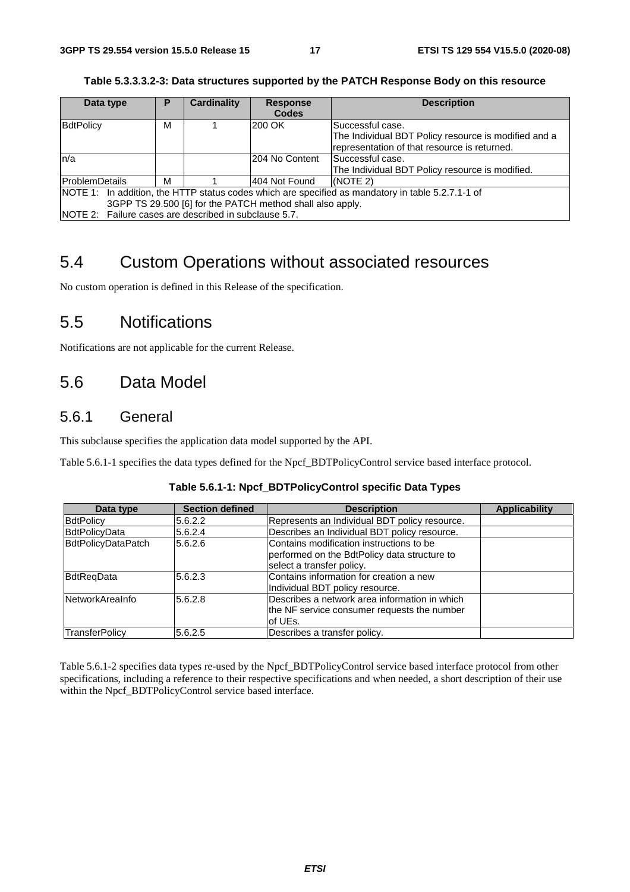**Table 5.3.3.3.2-3: Data structures supported by the PATCH Response Body on this resource**

| Data type | P | Cardinality | Response Codes | Description |
| --- | --- | --- | --- | --- |
| BdtPolicy | M | 1 | 200 OK | Successful case.<br>The Individual BDT Policy resource is modified and a representation of that resource is returned. |
| n/a | | | 204 No Content | Successful case.<br>The Individual BDT Policy resource is modified. |
| ProblemDetails | M | 1 | 404 Not Found | (NOTE 2) |
| NOTE 1: In addition, the HTTP status codes which are specified as mandatory in table 5.2.7.1-1 of 3GPP TS 29.500 [6] for the PATCH method shall also apply.<br>NOTE 2: Failure cases are described in subclause 5.7. | | | | |

## 5.4 Custom Operations without associated resources

No custom operation is defined in this Release of the specification.

## 5.5 Notifications

Notifications are not applicable for the current Release.

## 5.6 Data Model

### 5.6.1 General

This subclause specifies the application data model supported by the API.

Table 5.6.1-1 specifies the data types defined for the Npcf_BDTPolicyControl service based interface protocol.

**Table 5.6.1-1: Npcf_BDTPolicyControl specific Data Types**

| Data type | Section defined | Description | Applicability |
| --- | --- | --- | --- |
| BdtPolicy | 5.6.2.2 | Represents an Individual BDT policy resource. | |
| BdtPolicyData | 5.6.2.4 | Describes an Individual BDT policy resource. | |
| BdtPolicyDataPatch | 5.6.2.6 | Contains modification instructions to be performed on the BdtPolicy data structure to select a transfer policy. | |
| BdtReqData | 5.6.2.3 | Contains information for creation a new Individual BDT policy resource. | |
| NetworkAreaInfo | 5.6.2.8 | Describes a network area information in which the NF service consumer requests the number of UEs. | |
| TransferPolicy | 5.6.2.5 | Describes a transfer policy. | |

Table 5.6.1-2 specifies data types re-used by the Npcf_BDTPolicyControl service based interface protocol from other specifications, including a reference to their respective specifications and when needed, a short description of their use within the Npcf_BDTPolicyControl service based interface.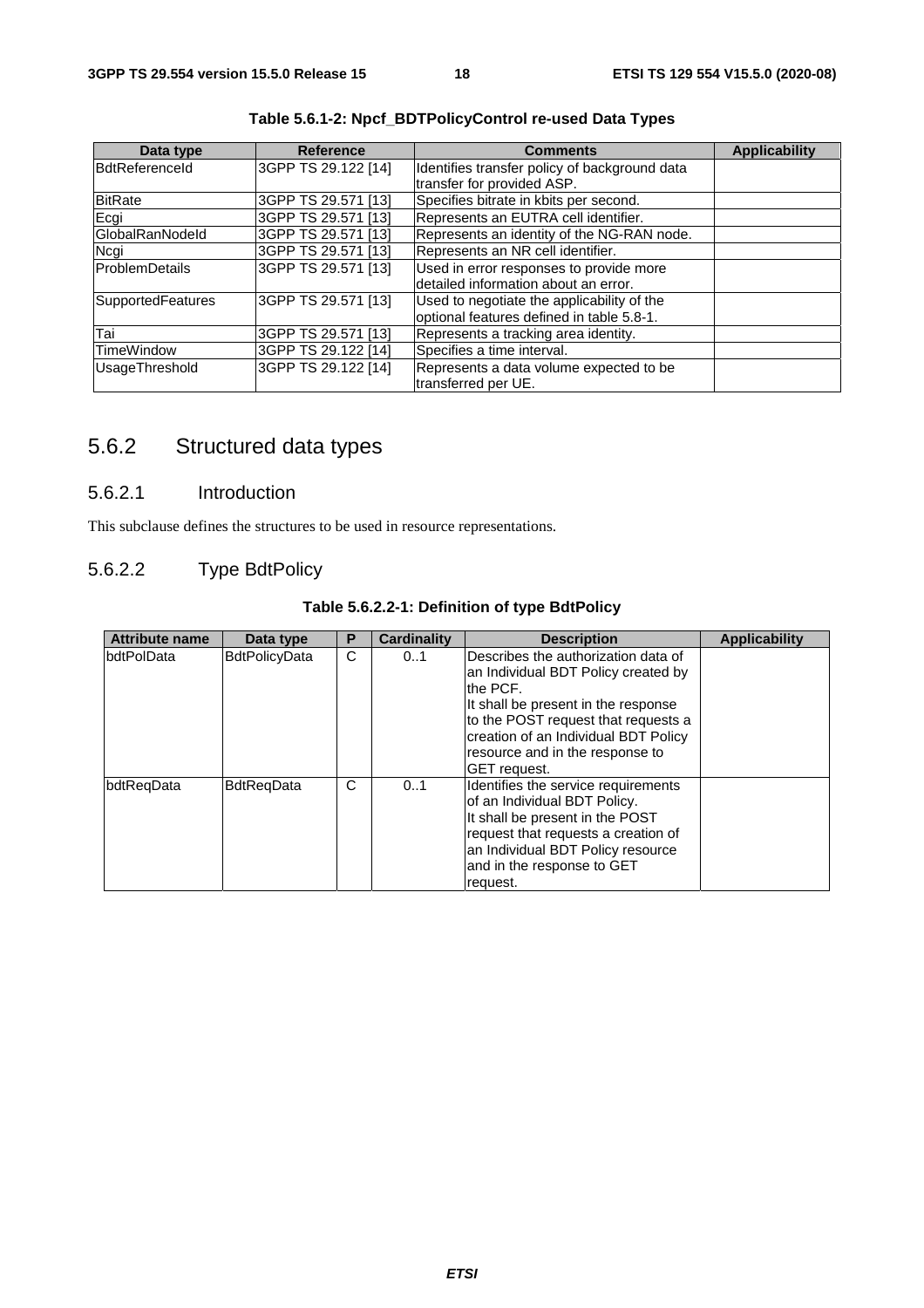**Table 5.6.1-2: Npcf_BDTPolicyControl re-used Data Types**

| Data type | Reference | Comments | Applicability |
| --- | --- | --- | --- |
| BdtReferenceId | 3GPP TS 29.122 [14] | Identifies transfer policy of background data transfer for provided ASP. | |
| BitRate | 3GPP TS 29.571 [13] | Specifies bitrate in kbits per second. | |
| Ecgi | 3GPP TS 29.571 [13] | Represents an EUTRA cell identifier. | |
| GlobalRanNodeId | 3GPP TS 29.571 [13] | Represents an identity of the NG-RAN node. | |
| Ncgi | 3GPP TS 29.571 [13] | Represents an NR cell identifier. | |
| ProblemDetails | 3GPP TS 29.571 [13] | Used in error responses to provide more detailed information about an error. | |
| SupportedFeatures | 3GPP TS 29.571 [13] | Used to negotiate the applicability of the optional features defined in table 5.8-1. | |
| Tai | 3GPP TS 29.571 [13] | Represents a tracking area identity. | |
| TimeWindow | 3GPP TS 29.122 [14] | Specifies a time interval. | |
| UsageThreshold | 3GPP TS 29.122 [14] | Represents a data volume expected to be transferred per UE. | |

## 5.6.2 Structured data types

### 5.6.2.1 Introduction

This subclause defines the structures to be used in resource representations.

### 5.6.2.2 Type BdtPolicy

**Table 5.6.2.2-1: Definition of type BdtPolicy**

| Attribute name | Data type | P | Cardinality | Description | Applicability |
| --- | --- | --- | --- | --- | --- |
| bdtPolData | BdtPolicyData | C | 0..1 | Describes the authorization data of an Individual BDT Policy created by the PCF. It shall be present in the response to the POST request that requests a creation of an Individual BDT Policy resource and in the response to GET request. | |
| bdtReqData | BdtReqData | C | 0..1 | Identifies the service requirements of an Individual BDT Policy. It shall be present in the POST request that requests a creation of an Individual BDT Policy resource and in the response to GET request. | |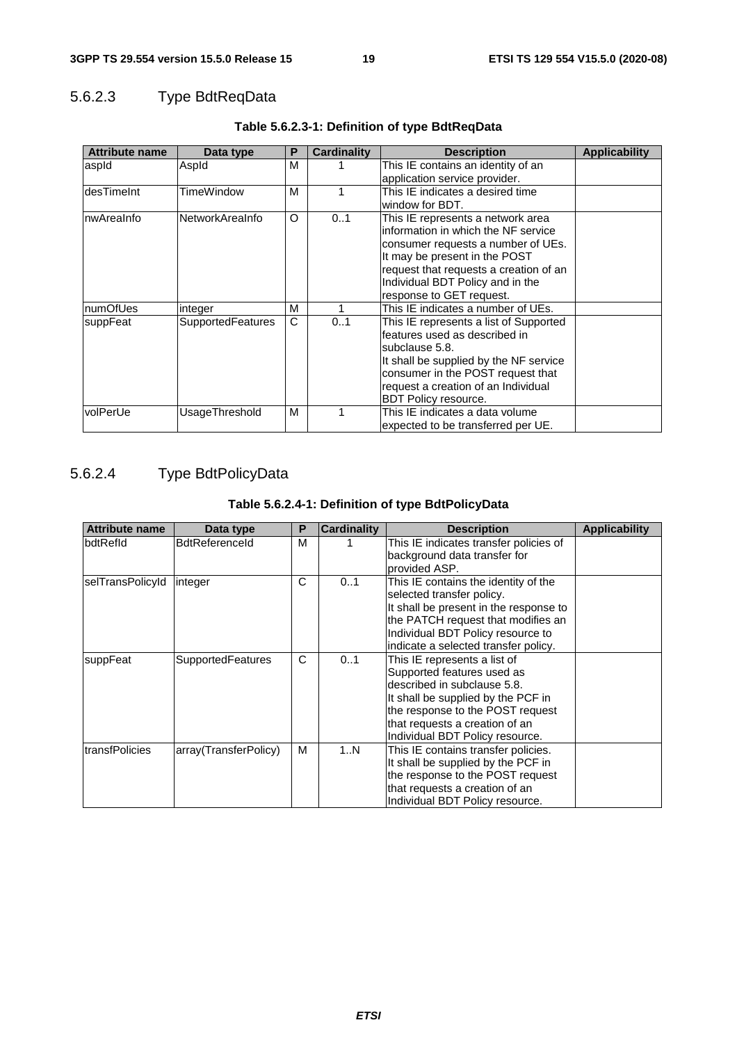#### 5.6.2.3 Type BdtReqData

**Table 5.6.2.3-1: Definition of type BdtReqData**

| Attribute name | Data type | P | Cardinality | Description | Applicability |
|---|---|---|---|---|---|
| aspId | AspId | M | 1 | This IE contains an identity of an application service provider. | |
| desTimeInt | TimeWindow | M | 1 | This IE indicates a desired time window for BDT. | |
| nwAreaInfo | NetworkAreaInfo | O | 0..1 | This IE represents a network area information in which the NF service consumer requests a number of UEs. It may be present in the POST request that requests a creation of an Individual BDT Policy and in the response to GET request. | |
| numOfUes | integer | M | 1 | This IE indicates a number of UEs. | |
| suppFeat | SupportedFeatures | C | 0..1 | This IE represents a list of Supported features used as described in subclause 5.8. It shall be supplied by the NF service consumer in the POST request that request a creation of an Individual BDT Policy resource. | |
| volPerUe | UsageThreshold | M | 1 | This IE indicates a data volume expected to be transferred per UE. | |

#### 5.6.2.4 Type BdtPolicyData

**Table 5.6.2.4-1: Definition of type BdtPolicyData**

| Attribute name | Data type | P | Cardinality | Description | Applicability |
|---|---|---|---|---|---|
| bdtRefId | BdtReferenceId | M | 1 | This IE indicates transfer policies of background data transfer for provided ASP. | |
| selTransPolicyId | integer | C | 0..1 | This IE contains the identity of the selected transfer policy. It shall be present in the response to the PATCH request that modifies an Individual BDT Policy resource to indicate a selected transfer policy. | |
| suppFeat | SupportedFeatures | C | 0..1 | This IE represents a list of Supported features used as described in subclause 5.8. It shall be supplied by the PCF in the response to the POST request that requests a creation of an Individual BDT Policy resource. | |
| transfPolicies | array(TransferPolicy) | M | 1..N | This IE contains transfer policies. It shall be supplied by the PCF in the response to the POST request that requests a creation of an Individual BDT Policy resource. | |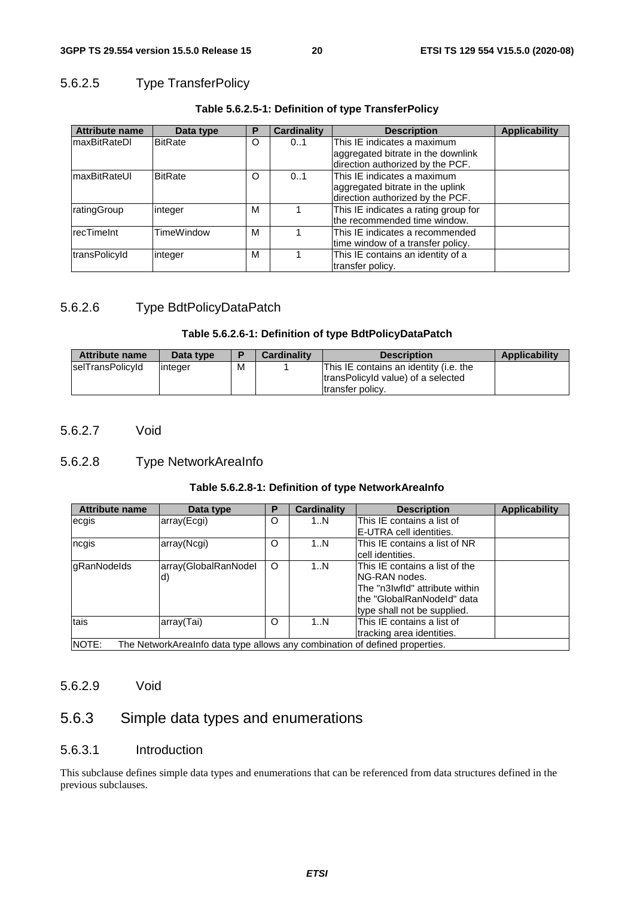#### 5.6.2.5 Type TransferPolicy

**Table 5.6.2.5-1: Definition of type TransferPolicy**

| Attribute name | Data type | P | Cardinality | Description | Applicability |
|---|---|---|---|---|---|
| maxBitRateDl | BitRate | O | 0..1 | This IE indicates a maximum aggregated bitrate in the downlink direction authorized by the PCF. | |
| maxBitRateUl | BitRate | O | 0..1 | This IE indicates a maximum aggregated bitrate in the uplink direction authorized by the PCF. | |
| ratingGroup | integer | M | 1 | This IE indicates a rating group for the recommended time window. | |
| recTimeInt | TimeWindow | M | 1 | This IE indicates a recommended time window of a transfer policy. | |
| transPolicyId | integer | M | 1 | This IE contains an identity of a transfer policy. | |

#### 5.6.2.6 Type BdtPolicyDataPatch

**Table 5.6.2.6-1: Definition of type BdtPolicyDataPatch**

| Attribute name | Data type | P | Cardinality | Description | Applicability |
|---|---|---|---|---|---|
| selTransPolicyId | integer | M | 1 | This IE contains an identity (i.e. the transPolicyId value) of a selected transfer policy. | |

#### 5.6.2.7 Void

#### 5.6.2.8 Type NetworkAreaInfo

**Table 5.6.2.8-1: Definition of type NetworkAreaInfo**

| Attribute name | Data type | P | Cardinality | Description | Applicability |
|---|---|---|---|---|---|
| ecgis | array(Ecgi) | O | 1..N | This IE contains a list of E-UTRA cell identities. | |
| ncgis | array(Ncgi) | O | 1..N | This IE contains a list of NR cell identities. | |
| gRanNodeIds | array(GlobalRanNodeId) | O | 1..N | This IE contains a list of the NG-RAN nodes. The "n3IwfId" attribute within the "GlobalRanNodeId" data type shall not be supplied. | |
| tais | array(Tai) | O | 1..N | This IE contains a list of tracking area identities. | |
| NOTE: The NetworkAreaInfo data type allows any combination of defined properties. | | | | | |

#### 5.6.2.9 Void

### 5.6.3 Simple data types and enumerations

#### 5.6.3.1 Introduction

This subclause defines simple data types and enumerations that can be referenced from data structures defined in the previous subclauses.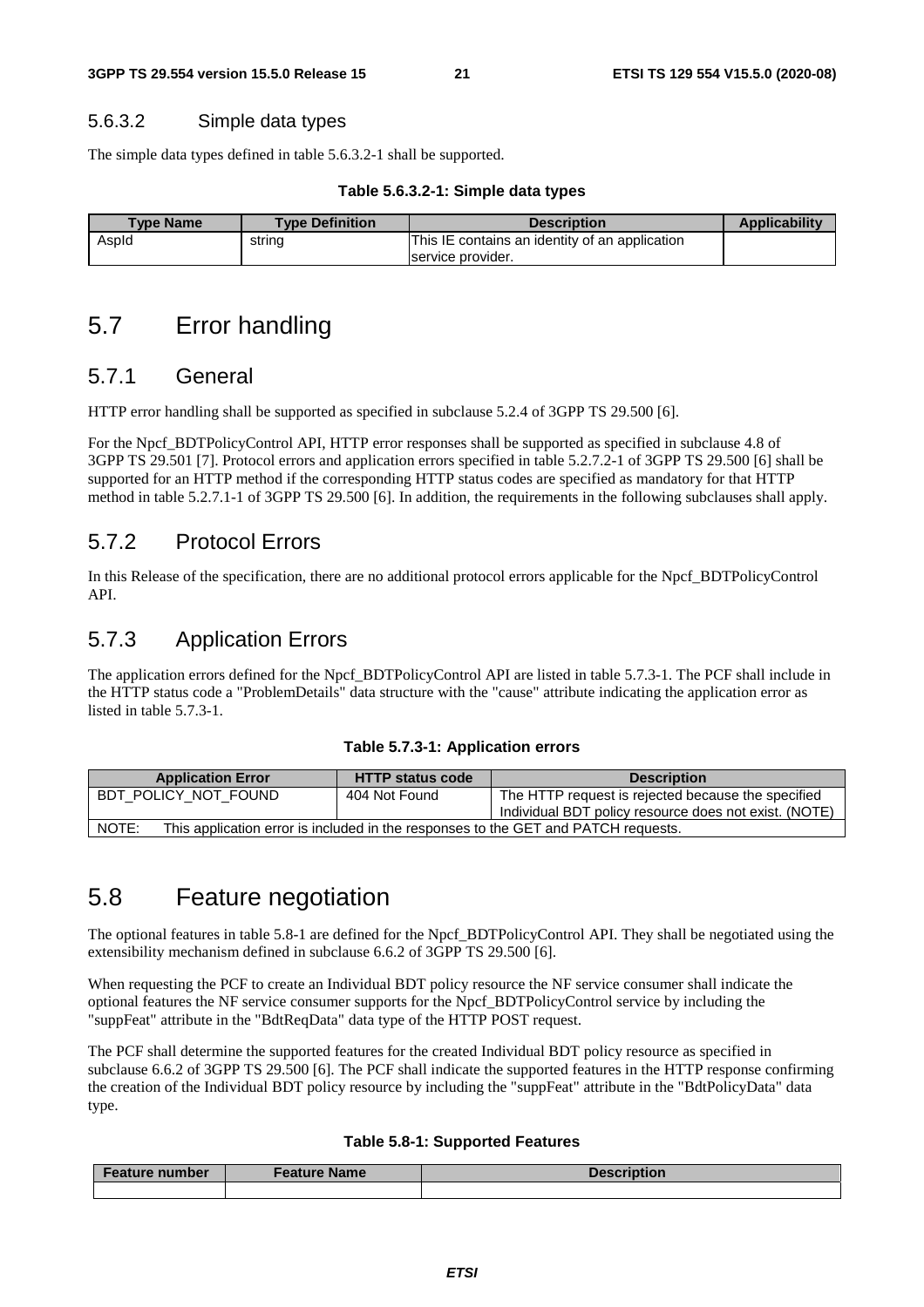#### 5.6.3.2 Simple data types

The simple data types defined in table 5.6.3.2-1 shall be supported.

**Table 5.6.3.2-1: Simple data types**

| Type Name | Type Definition | Description | Applicability |
|---|---|---|---|
| AspId | string | This IE contains an identity of an application service provider. | |

## 5.7 Error handling

### 5.7.1 General

HTTP error handling shall be supported as specified in subclause 5.2.4 of 3GPP TS 29.500 [6].

For the Npcf_BDTPolicyControl API, HTTP error responses shall be supported as specified in subclause 4.8 of 3GPP TS 29.501 [7]. Protocol errors and application errors specified in table 5.2.7.2-1 of 3GPP TS 29.500 [6] shall be supported for an HTTP method if the corresponding HTTP status codes are specified as mandatory for that HTTP method in table 5.2.7.1-1 of 3GPP TS 29.500 [6]. In addition, the requirements in the following subclauses shall apply.

### 5.7.2 Protocol Errors

In this Release of the specification, there are no additional protocol errors applicable for the Npcf_BDTPolicyControl API.

### 5.7.3 Application Errors

The application errors defined for the Npcf_BDTPolicyControl API are listed in table 5.7.3-1. The PCF shall include in the HTTP status code a "ProblemDetails" data structure with the "cause" attribute indicating the application error as listed in table 5.7.3-1.

**Table 5.7.3-1: Application errors**

| Application Error | HTTP status code | Description |
|---|---|---|
| BDT_POLICY_NOT_FOUND | 404 Not Found | The HTTP request is rejected because the specified Individual BDT policy resource does not exist. (NOTE) |
| NOTE: This application error is included in the responses to the GET and PATCH requests. | | |

## 5.8 Feature negotiation

The optional features in table 5.8-1 are defined for the Npcf_BDTPolicyControl API. They shall be negotiated using the extensibility mechanism defined in subclause 6.6.2 of 3GPP TS 29.500 [6].

When requesting the PCF to create an Individual BDT policy resource the NF service consumer shall indicate the optional features the NF service consumer supports for the Npcf_BDTPolicyControl service by including the "suppFeat" attribute in the "BdtReqData" data type of the HTTP POST request.

The PCF shall determine the supported features for the created Individual BDT policy resource as specified in subclause 6.6.2 of 3GPP TS 29.500 [6]. The PCF shall indicate the supported features in the HTTP response confirming the creation of the Individual BDT policy resource by including the "suppFeat" attribute in the "BdtPolicyData" data type.

**Table 5.8-1: Supported Features**

| Feature number | Feature Name | Description |
|---|---|---|
| | | |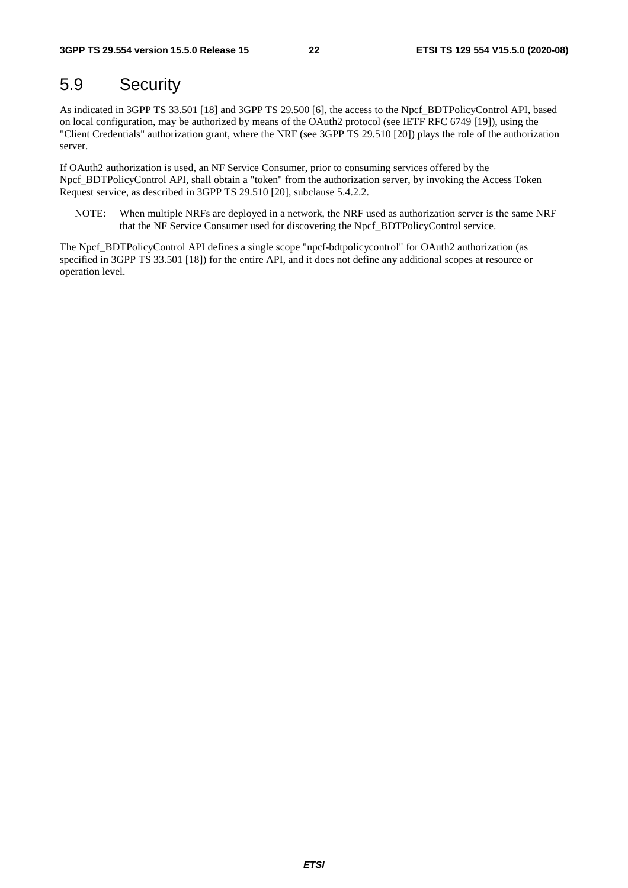## 5.9 Security

As indicated in 3GPP TS 33.501 [18] and 3GPP TS 29.500 [6], the access to the Npcf_BDTPolicyControl API, based on local configuration, may be authorized by means of the OAuth2 protocol (see IETF RFC 6749 [19]), using the "Client Credentials" authorization grant, where the NRF (see 3GPP TS 29.510 [20]) plays the role of the authorization server.

If OAuth2 authorization is used, an NF Service Consumer, prior to consuming services offered by the Npcf_BDTPolicyControl API, shall obtain a "token" from the authorization server, by invoking the Access Token Request service, as described in 3GPP TS 29.510 [20], subclause 5.4.2.2.

NOTE: When multiple NRFs are deployed in a network, the NRF used as authorization server is the same NRF that the NF Service Consumer used for discovering the Npcf_BDTPolicyControl service.

The Npcf_BDTPolicyControl API defines a single scope "npcf-bdtpolicycontrol" for OAuth2 authorization (as specified in 3GPP TS 33.501 [18]) for the entire API, and it does not define any additional scopes at resource or operation level.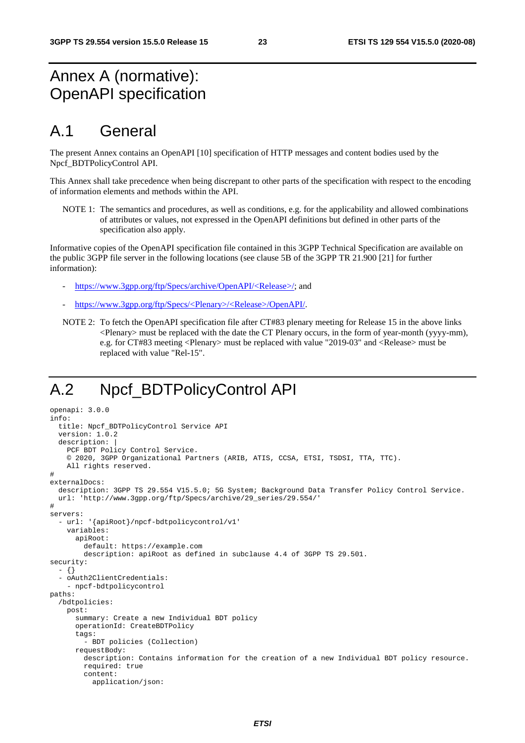# Annex A (normative): OpenAPI specification

# A.1 General

The present Annex contains an OpenAPI [10] specification of HTTP messages and content bodies used by the Npcf_BDTPolicyControl API.

This Annex shall take precedence when being discrepant to other parts of the specification with respect to the encoding of information elements and methods within the API.

NOTE 1: The semantics and procedures, as well as conditions, e.g. for the applicability and allowed combinations of attributes or values, not expressed in the OpenAPI definitions but defined in other parts of the specification also apply.

Informative copies of the OpenAPI specification file contained in this 3GPP Technical Specification are available on the public 3GPP file server in the following locations (see clause 5B of the 3GPP TR 21.900 [21] for further information):

- https://www.3gpp.org/ftp/Specs/archive/OpenAPI/<Release>/; and
- https://www.3gpp.org/ftp/Specs/<Plenary>/<Release>/OpenAPI/.

NOTE 2: To fetch the OpenAPI specification file after CT#83 plenary meeting for Release 15 in the above links <Plenary> must be replaced with the date the CT Plenary occurs, in the form of year-month (yyyy-mm), e.g. for CT#83 meeting <Plenary> must be replaced with value "2019-03" and <Release> must be replaced with value "Rel-15".

# A.2 Npcf_BDTPolicyControl API

```
openapi: 3.0.0
info:
  title: Npcf_BDTPolicyControl Service API
  version: 1.0.2
  description: |
    PCF BDT Policy Control Service.
    © 2020, 3GPP Organizational Partners (ARIB, ATIS, CCSA, ETSI, TSDSI, TTA, TTC).
    All rights reserved.
#
externalDocs:
  description: 3GPP TS 29.554 V15.5.0; 5G System; Background Data Transfer Policy Control Service.
  url: 'http://www.3gpp.org/ftp/Specs/archive/29_series/29.554/'
#
servers:
  - url: '{apiRoot}/npcf-bdtpolicycontrol/v1'
    variables:
      apiRoot:
        default: https://example.com
        description: apiRoot as defined in subclause 4.4 of 3GPP TS 29.501.
security:
  - {}
  - oAuth2ClientCredentials:
    - npcf-bdtpolicycontrol
paths:
  /bdtpolicies:
    post:
      summary: Create a new Individual BDT policy
      operationId: CreateBDTPolicy
      tags:
        - BDT policies (Collection)
      requestBody:
        description: Contains information for the creation of a new Individual BDT policy resource.
        required: true
        content:
          application/json:
```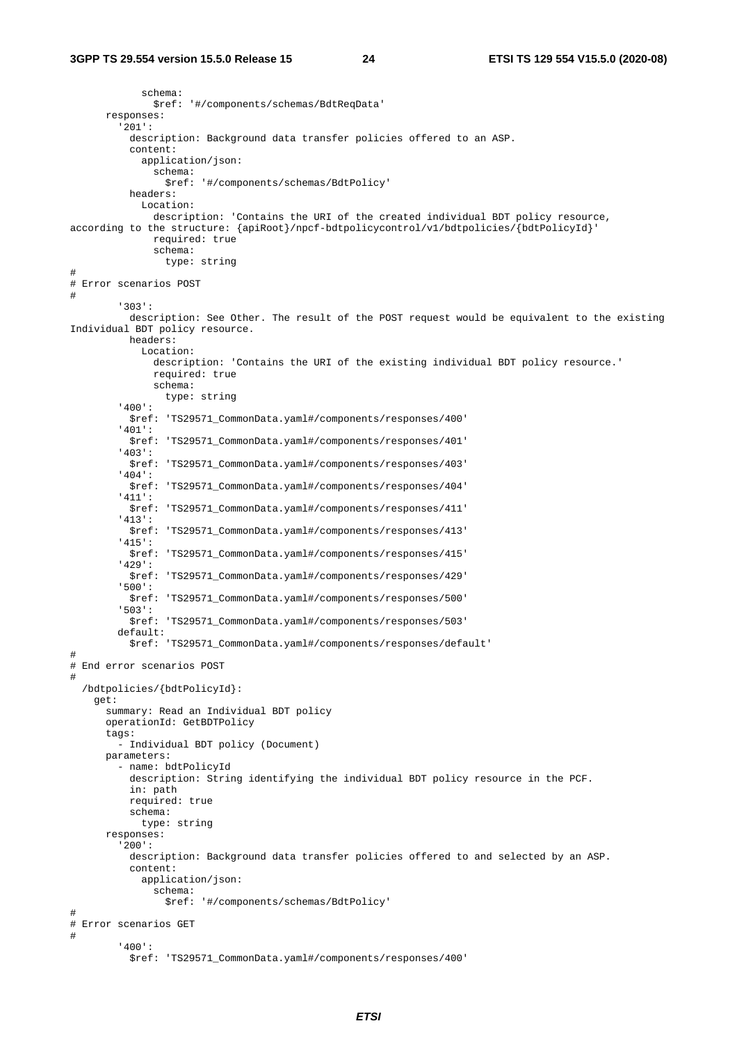```
            schema:
              $ref: '#/components/schemas/BdtReqData'
      responses:
        '201':
          description: Background data transfer policies offered to an ASP.
          content:
            application/json:
              schema:
                $ref: '#/components/schemas/BdtPolicy'
          headers:
            Location:
              description: 'Contains the URI of the created individual BDT policy resource,
according to the structure: {apiRoot}/npcf-bdtpolicycontrol/v1/bdtpolicies/{bdtPolicyId}'
              required: true
              schema:
                type: string
#
# Error scenarios POST
#
        '303':
          description: See Other. The result of the POST request would be equivalent to the existing
Individual BDT policy resource.
          headers:
            Location:
              description: 'Contains the URI of the existing individual BDT policy resource.'
              required: true
              schema:
                type: string
        '400':
          $ref: 'TS29571_CommonData.yaml#/components/responses/400'
        '401':
          $ref: 'TS29571_CommonData.yaml#/components/responses/401'
        '403':
          $ref: 'TS29571_CommonData.yaml#/components/responses/403'
        '404':
          $ref: 'TS29571_CommonData.yaml#/components/responses/404'
        '411':
          $ref: 'TS29571_CommonData.yaml#/components/responses/411'
        '413':
          $ref: 'TS29571_CommonData.yaml#/components/responses/413'
        '415':
          $ref: 'TS29571_CommonData.yaml#/components/responses/415'
        '429':
          $ref: 'TS29571_CommonData.yaml#/components/responses/429'
        '500':
          $ref: 'TS29571_CommonData.yaml#/components/responses/500'
        '503':
          $ref: 'TS29571_CommonData.yaml#/components/responses/503'
        default:
          $ref: 'TS29571_CommonData.yaml#/components/responses/default'
#
# End error scenarios POST
#
  /bdtpolicies/{bdtPolicyId}:
    get:
      summary: Read an Individual BDT policy
      operationId: GetBDTPolicy
      tags:
        - Individual BDT policy (Document)
      parameters:
        - name: bdtPolicyId
          description: String identifying the individual BDT policy resource in the PCF.
          in: path
          required: true
          schema:
            type: string
      responses:
        '200':
          description: Background data transfer policies offered to and selected by an ASP.
          content:
            application/json:
              schema:
                $ref: '#/components/schemas/BdtPolicy'
#
# Error scenarios GET
#
        '400':
          $ref: 'TS29571_CommonData.yaml#/components/responses/400'
```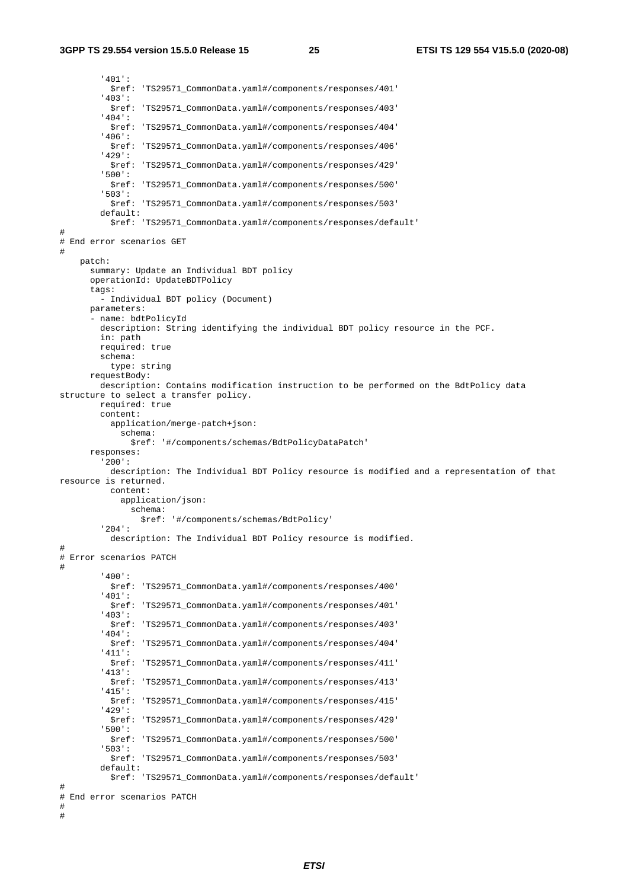```
        '401':
          $ref: 'TS29571_CommonData.yaml#/components/responses/401'
        '403':
          $ref: 'TS29571_CommonData.yaml#/components/responses/403'
        '404':
          $ref: 'TS29571_CommonData.yaml#/components/responses/404'
        '406':
          $ref: 'TS29571_CommonData.yaml#/components/responses/406'
        '429':
          $ref: 'TS29571_CommonData.yaml#/components/responses/429'
        '500':
          $ref: 'TS29571_CommonData.yaml#/components/responses/500'
        '503':
          $ref: 'TS29571_CommonData.yaml#/components/responses/503'
        default:
          $ref: 'TS29571_CommonData.yaml#/components/responses/default'
#
# End error scenarios GET
#
    patch:
      summary: Update an Individual BDT policy
      operationId: UpdateBDTPolicy
      tags:
        - Individual BDT policy (Document)
      parameters:
      - name: bdtPolicyId
        description: String identifying the individual BDT policy resource in the PCF.
        in: path
        required: true
        schema:
          type: string
      requestBody:
        description: Contains modification instruction to be performed on the BdtPolicy data 
structure to select a transfer policy.
        required: true
        content:
          application/merge-patch+json:
            schema:
              $ref: '#/components/schemas/BdtPolicyDataPatch'
      responses:
        '200':
          description: The Individual BDT Policy resource is modified and a representation of that 
resource is returned.
          content:
            application/json:
              schema:
                $ref: '#/components/schemas/BdtPolicy'
        '204':
          description: The Individual BDT Policy resource is modified.
#
# Error scenarios PATCH
#
        '400':
          $ref: 'TS29571_CommonData.yaml#/components/responses/400'
        '401':
          $ref: 'TS29571_CommonData.yaml#/components/responses/401'
        '403':
          $ref: 'TS29571_CommonData.yaml#/components/responses/403'
        '404':
          $ref: 'TS29571_CommonData.yaml#/components/responses/404'
        '411':
          $ref: 'TS29571_CommonData.yaml#/components/responses/411'
        '413':
          $ref: 'TS29571_CommonData.yaml#/components/responses/413'
        '415':
          $ref: 'TS29571_CommonData.yaml#/components/responses/415'
        '429':
          $ref: 'TS29571_CommonData.yaml#/components/responses/429'
        '500':
          $ref: 'TS29571_CommonData.yaml#/components/responses/500'
        '503':
          $ref: 'TS29571_CommonData.yaml#/components/responses/503'
        default:
          $ref: 'TS29571_CommonData.yaml#/components/responses/default'
#
# End error scenarios PATCH
#
#
```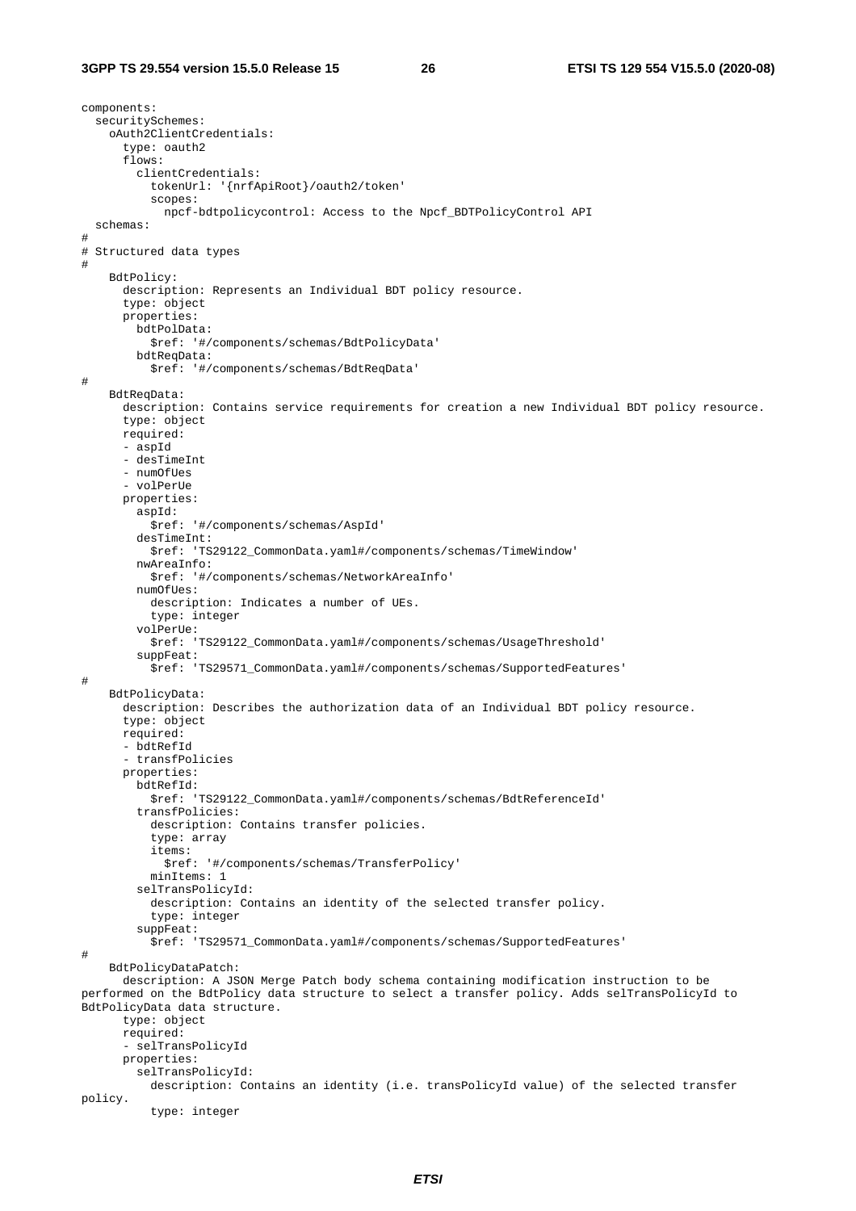```
components:
  securitySchemes:
    oAuth2ClientCredentials:
      type: oauth2
      flows:
        clientCredentials:
          tokenUrl: '{nrfApiRoot}/oauth2/token'
          scopes:
            npcf-bdtpolicycontrol: Access to the Npcf_BDTPolicyControl API
  schemas:
#
# Structured data types
#
    BdtPolicy:
      description: Represents an Individual BDT policy resource.
      type: object
      properties:
        bdtPolData:
          $ref: '#/components/schemas/BdtPolicyData'
        bdtReqData:
          $ref: '#/components/schemas/BdtReqData'
#
    BdtReqData:
      description: Contains service requirements for creation a new Individual BDT policy resource.
      type: object
      required:
      - aspId
      - desTimeInt
      - numOfUes
      - volPerUe
      properties:
        aspId:
          $ref: '#/components/schemas/AspId'
        desTimeInt:
          $ref: 'TS29122_CommonData.yaml#/components/schemas/TimeWindow'
        nwAreaInfo:
          $ref: '#/components/schemas/NetworkAreaInfo'
        numOfUes:
          description: Indicates a number of UEs.
          type: integer
        volPerUe:
          $ref: 'TS29122_CommonData.yaml#/components/schemas/UsageThreshold'
        suppFeat:
          $ref: 'TS29571_CommonData.yaml#/components/schemas/SupportedFeatures'
#
    BdtPolicyData:
      description: Describes the authorization data of an Individual BDT policy resource.
      type: object
      required:
      - bdtRefId
      - transfPolicies
      properties:
        bdtRefId:
          $ref: 'TS29122_CommonData.yaml#/components/schemas/BdtReferenceId'
        transfPolicies:
          description: Contains transfer policies.
          type: array
          items:
            $ref: '#/components/schemas/TransferPolicy'
          minItems: 1
        selTransPolicyId:
          description: Contains an identity of the selected transfer policy.
          type: integer
        suppFeat:
          $ref: 'TS29571_CommonData.yaml#/components/schemas/SupportedFeatures'
#
    BdtPolicyDataPatch:
      description: A JSON Merge Patch body schema containing modification instruction to be
performed on the BdtPolicy data structure to select a transfer policy. Adds selTransPolicyId to
BdtPolicyData data structure.
      type: object
      required:
      - selTransPolicyId
      properties:
        selTransPolicyId:
          description: Contains an identity (i.e. transPolicyId value) of the selected transfer
policy.
          type: integer
```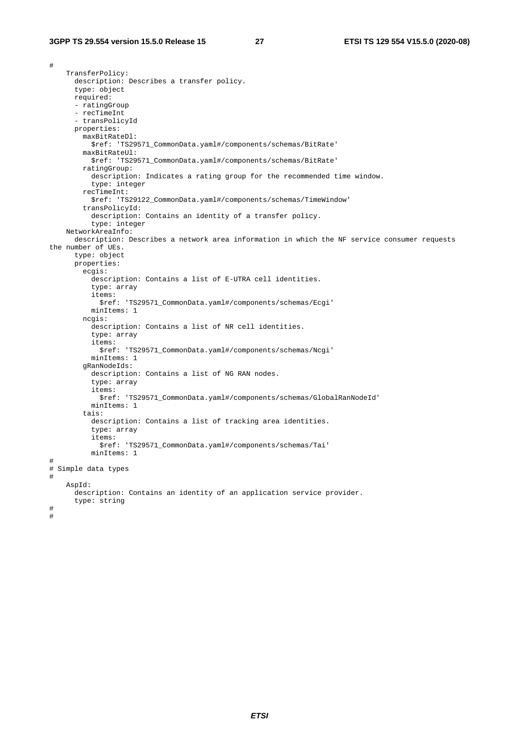```
#
    TransferPolicy:
      description: Describes a transfer policy.
      type: object
      required:
      - ratingGroup
      - recTimeInt
      - transPolicyId
      properties:
        maxBitRateDl:
          $ref: 'TS29571_CommonData.yaml#/components/schemas/BitRate'
        maxBitRateUl:
          $ref: 'TS29571_CommonData.yaml#/components/schemas/BitRate'
        ratingGroup:
          description: Indicates a rating group for the recommended time window.
          type: integer
        recTimeInt:
          $ref: 'TS29122_CommonData.yaml#/components/schemas/TimeWindow'
        transPolicyId:
          description: Contains an identity of a transfer policy.
          type: integer
    NetworkAreaInfo:
      description: Describes a network area information in which the NF service consumer requests
the number of UEs.
      type: object
      properties:
        ecgis:
          description: Contains a list of E-UTRA cell identities.
          type: array
          items:
            $ref: 'TS29571_CommonData.yaml#/components/schemas/Ecgi'
          minItems: 1
        ncgis:
          description: Contains a list of NR cell identities.
          type: array
          items:
            $ref: 'TS29571_CommonData.yaml#/components/schemas/Ncgi'
          minItems: 1
        gRanNodeIds:
          description: Contains a list of NG RAN nodes.
          type: array
          items:
            $ref: 'TS29571_CommonData.yaml#/components/schemas/GlobalRanNodeId'
          minItems: 1
        tais:
          description: Contains a list of tracking area identities.
          type: array
          items:
            $ref: 'TS29571_CommonData.yaml#/components/schemas/Tai'
          minItems: 1
#
# Simple data types
#
    AspId:
      description: Contains an identity of an application service provider.
      type: string
#
#
```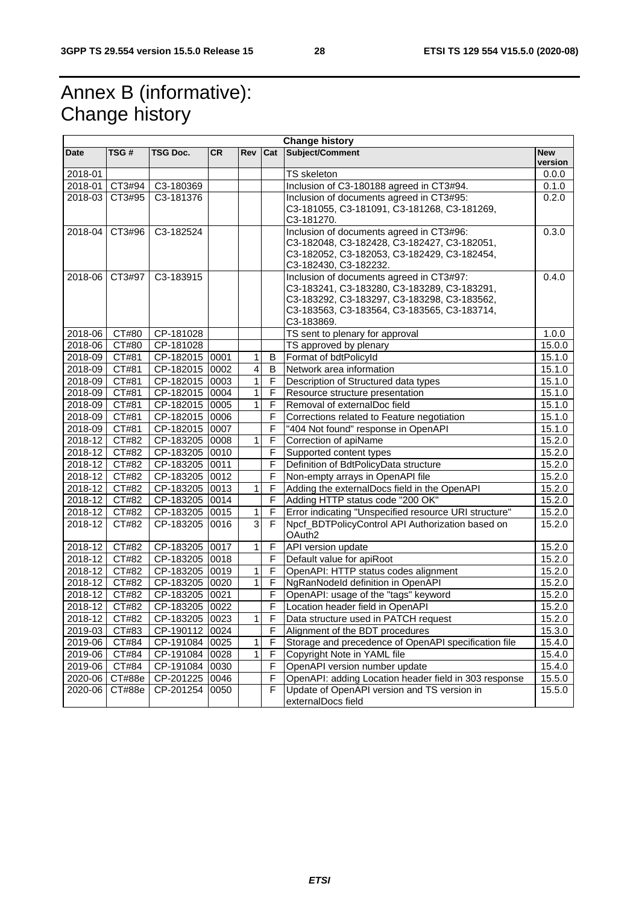# Annex B (informative): Change history

| Change history | | | | | | | |
|---|---|---|---|---|---|---|---|
| **Date** | **TSG #** | **TSG Doc.** | **CR** | **Rev** | **Cat** | **Subject/Comment** | **New version** |
| 2018-01 | | | | | | TS skeleton | 0.0.0 |
| 2018-01 | CT3#94 | C3-180369 | | | | Inclusion of C3-180188 agreed in CT3#94. | 0.1.0 |
| 2018-03 | CT3#95 | C3-181376 | | | | Inclusion of documents agreed in CT3#95: C3-181055, C3-181091, C3-181268, C3-181269, C3-181270. | 0.2.0 |
| 2018-04 | CT3#96 | C3-182524 | | | | Inclusion of documents agreed in CT3#96: C3-182048, C3-182428, C3-182427, C3-182051, C3-182052, C3-182053, C3-182429, C3-182454, C3-182430, C3-182232. | 0.3.0 |
| 2018-06 | CT3#97 | C3-183915 | | | | Inclusion of documents agreed in CT3#97: C3-183241, C3-183280, C3-183289, C3-183291, C3-183292, C3-183297, C3-183298, C3-183562, C3-183563, C3-183564, C3-183565, C3-183714, C3-183869. | 0.4.0 |
| 2018-06 | CT#80 | CP-181028 | | | | TS sent to plenary for approval | 1.0.0 |
| 2018-06 | CT#80 | CP-181028 | | | | TS approved by plenary | 15.0.0 |
| 2018-09 | CT#81 | CP-182015 | 0001 | 1 | B | Format of bdtPolicyId | 15.1.0 |
| 2018-09 | CT#81 | CP-182015 | 0002 | 4 | B | Network area information | 15.1.0 |
| 2018-09 | CT#81 | CP-182015 | 0003 | 1 | F | Description of Structured data types | 15.1.0 |
| 2018-09 | CT#81 | CP-182015 | 0004 | 1 | F | Resource structure presentation | 15.1.0 |
| 2018-09 | CT#81 | CP-182015 | 0005 | 1 | F | Removal of externalDoc field | 15.1.0 |
| 2018-09 | CT#81 | CP-182015 | 0006 | | F | Corrections related to Feature negotiation | 15.1.0 |
| 2018-09 | CT#81 | CP-182015 | 0007 | | F | "404 Not found" response in OpenAPI | 15.1.0 |
| 2018-12 | CT#82 | CP-183205 | 0008 | 1 | F | Correction of apiName | 15.2.0 |
| 2018-12 | CT#82 | CP-183205 | 0010 | | F | Supported content types | 15.2.0 |
| 2018-12 | CT#82 | CP-183205 | 0011 | | F | Definition of BdtPolicyData structure | 15.2.0 |
| 2018-12 | CT#82 | CP-183205 | 0012 | | F | Non-empty arrays in OpenAPI file | 15.2.0 |
| 2018-12 | CT#82 | CP-183205 | 0013 | 1 | F | Adding the externalDocs field in the OpenAPI | 15.2.0 |
| 2018-12 | CT#82 | CP-183205 | 0014 | | F | Adding HTTP status code "200 OK" | 15.2.0 |
| 2018-12 | CT#82 | CP-183205 | 0015 | 1 | F | Error indicating "Unspecified resource URI structure" | 15.2.0 |
| 2018-12 | CT#82 | CP-183205 | 0016 | 3 | F | Npcf_BDTPolicyControl API Authorization based on OAuth2 | 15.2.0 |
| 2018-12 | CT#82 | CP-183205 | 0017 | 1 | F | API version update | 15.2.0 |
| 2018-12 | CT#82 | CP-183205 | 0018 | | F | Default value for apiRoot | 15.2.0 |
| 2018-12 | CT#82 | CP-183205 | 0019 | 1 | F | OpenAPI: HTTP status codes alignment | 15.2.0 |
| 2018-12 | CT#82 | CP-183205 | 0020 | 1 | F | NgRanNodeId definition in OpenAPI | 15.2.0 |
| 2018-12 | CT#82 | CP-183205 | 0021 | | F | OpenAPI: usage of the "tags" keyword | 15.2.0 |
| 2018-12 | CT#82 | CP-183205 | 0022 | | F | Location header field in OpenAPI | 15.2.0 |
| 2018-12 | CT#82 | CP-183205 | 0023 | 1 | F | Data structure used in PATCH request | 15.2.0 |
| 2019-03 | CT#83 | CP-190112 | 0024 | | F | Alignment of the BDT procedures | 15.3.0 |
| 2019-06 | CT#84 | CP-191084 | 0025 | 1 | F | Storage and precedence of OpenAPI specification file | 15.4.0 |
| 2019-06 | CT#84 | CP-191084 | 0028 | 1 | F | Copyright Note in YAML file | 15.4.0 |
| 2019-06 | CT#84 | CP-191084 | 0030 | | F | OpenAPI version number update | 15.4.0 |
| 2020-06 | CT#88e | CP-201225 | 0046 | | F | OpenAPI: adding Location header field in 303 response | 15.5.0 |
| 2020-06 | CT#88e | CP-201254 | 0050 | | F | Update of OpenAPI version and TS version in externalDocs field | 15.5.0 |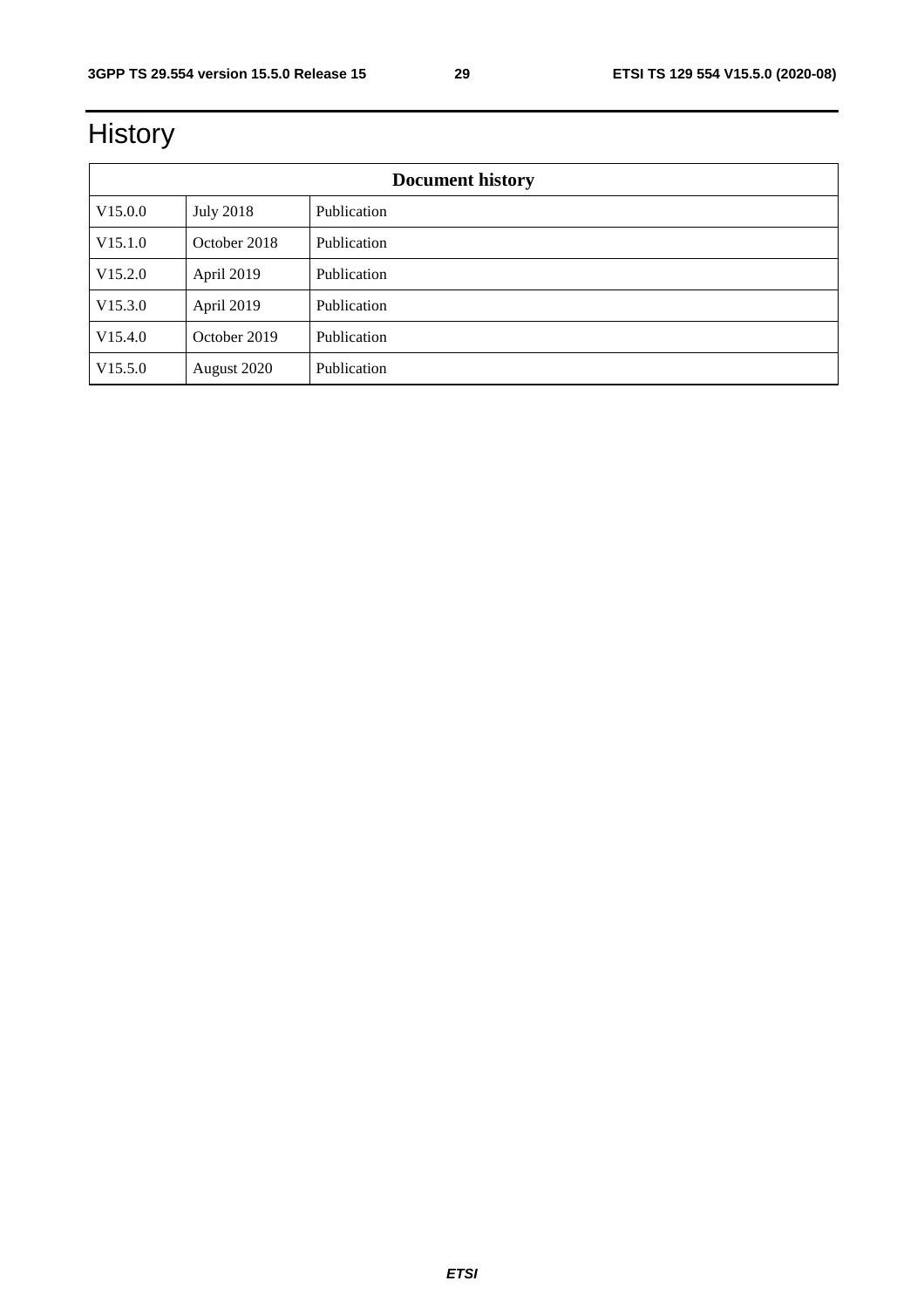# History

| Document history | | |
|---|---|---|
| V15.0.0 | July 2018 | Publication |
| V15.1.0 | October 2018 | Publication |
| V15.2.0 | April 2019 | Publication |
| V15.3.0 | April 2019 | Publication |
| V15.4.0 | October 2019 | Publication |
| V15.5.0 | August 2020 | Publication |